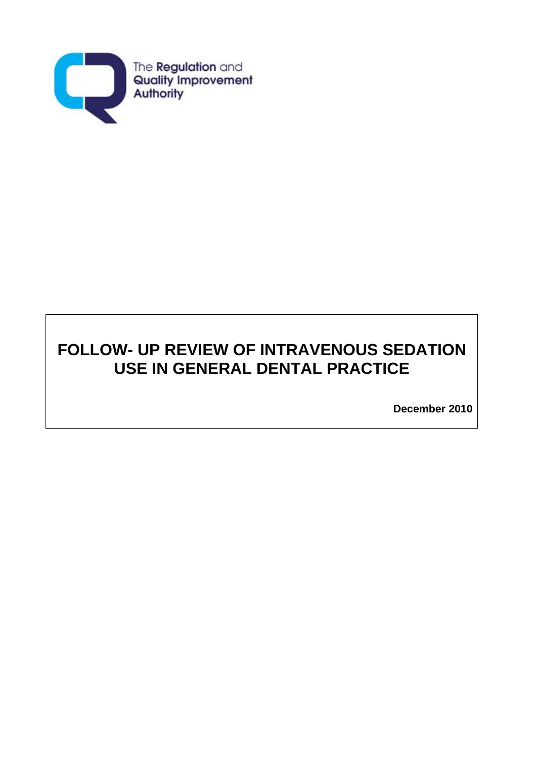The Regulation and Quality Improvement Authority

# FOLLOW- UP REVIEW OF INTRAVENOUS SEDATION USE IN GENERAL DENTAL PRACTICE

**December 2010**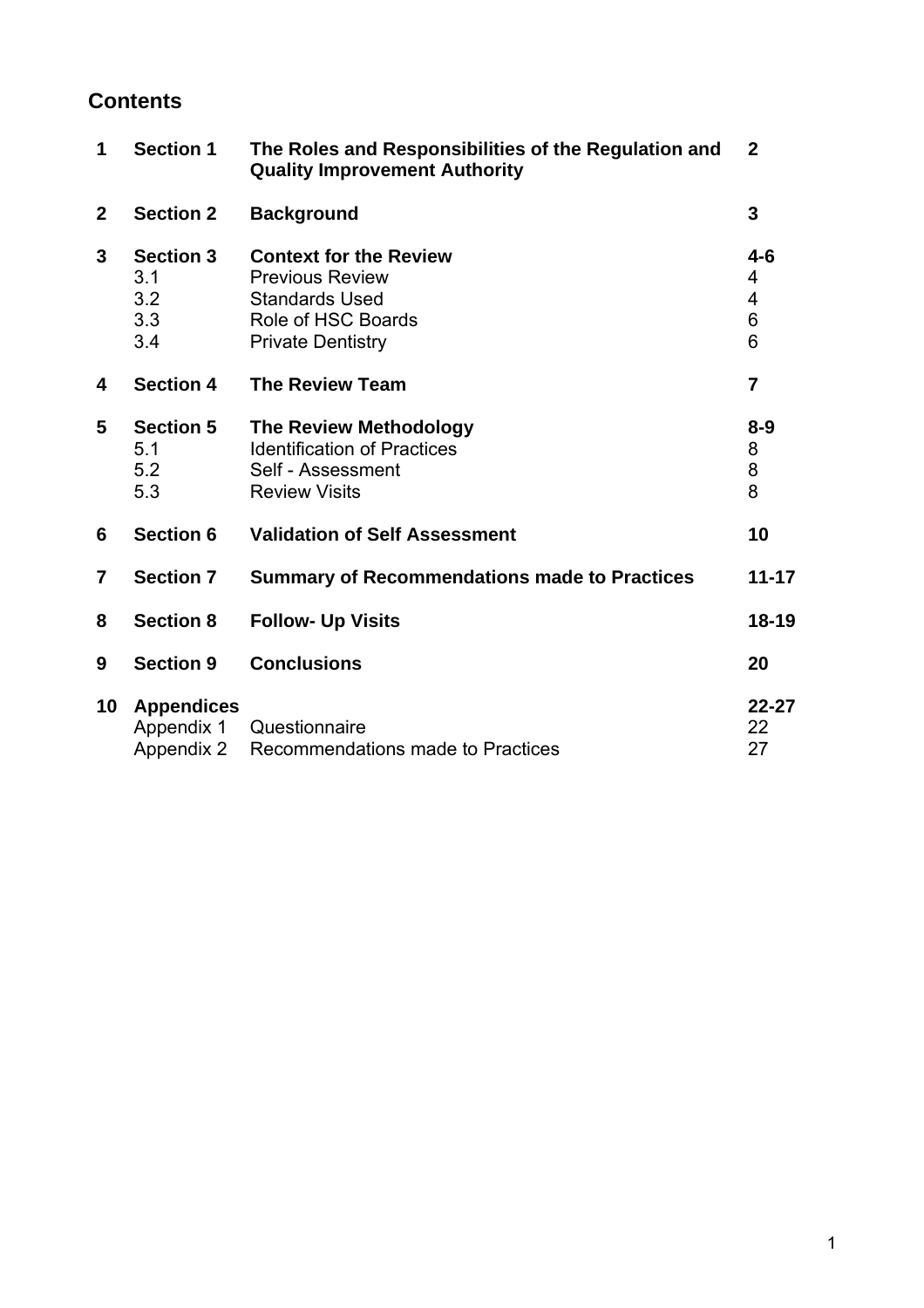## Contents

| | | | |
|---|---|---|---|
| **1** | **Section 1** | **The Roles and Responsibilities of the Regulation and Quality Improvement Authority** | **2** |
| **2** | **Section 2** | **Background** | **3** |
| **3** | **Section 3** | **Context for the Review** | **4-6** |
| | 3.1 | Previous Review | 4 |
| | 3.2 | Standards Used | 4 |
| | 3.3 | Role of HSC Boards | 6 |
| | 3.4 | Private Dentistry | 6 |
| **4** | **Section 4** | **The Review Team** | **7** |
| **5** | **Section 5** | **The Review Methodology** | **8-9** |
| | 5.1 | Identification of Practices | 8 |
| | 5.2 | Self - Assessment | 8 |
| | 5.3 | Review Visits | 8 |
| **6** | **Section 6** | **Validation of Self Assessment** | **10** |
| **7** | **Section 7** | **Summary of Recommendations made to Practices** | **11-17** |
| **8** | **Section 8** | **Follow- Up Visits** | **18-19** |
| **9** | **Section 9** | **Conclusions** | **20** |
| **10** | **Appendices** | | **22-27** |
| | Appendix 1 | Questionnaire | 22 |
| | Appendix 2 | Recommendations made to Practices | 27 |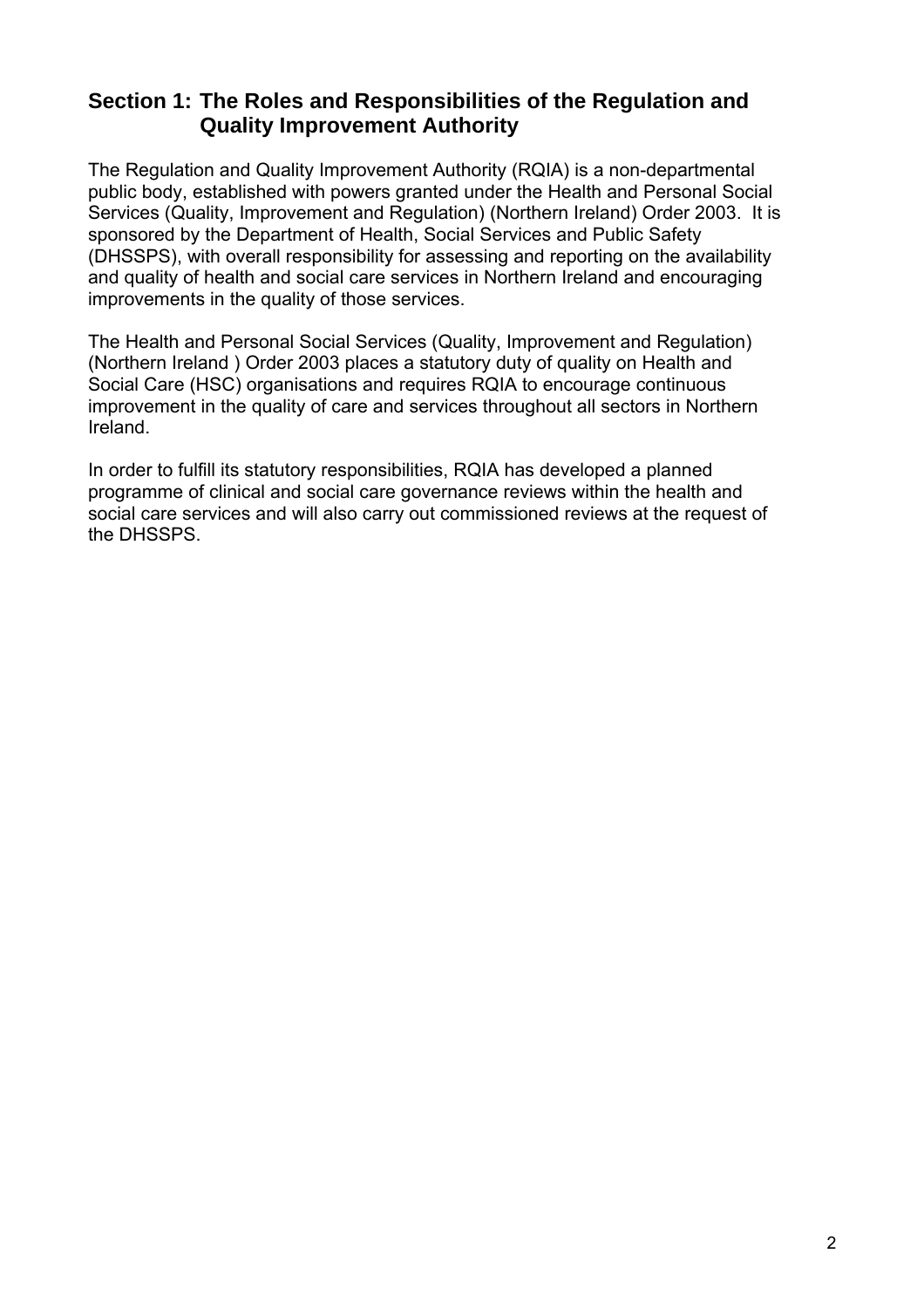## Section 1: The Roles and Responsibilities of the Regulation and Quality Improvement Authority

The Regulation and Quality Improvement Authority (RQIA) is a non-departmental public body, established with powers granted under the Health and Personal Social Services (Quality, Improvement and Regulation) (Northern Ireland) Order 2003. It is sponsored by the Department of Health, Social Services and Public Safety (DHSSPS), with overall responsibility for assessing and reporting on the availability and quality of health and social care services in Northern Ireland and encouraging improvements in the quality of those services.

The Health and Personal Social Services (Quality, Improvement and Regulation) (Northern Ireland ) Order 2003 places a statutory duty of quality on Health and Social Care (HSC) organisations and requires RQIA to encourage continuous improvement in the quality of care and services throughout all sectors in Northern Ireland.

In order to fulfill its statutory responsibilities, RQIA has developed a planned programme of clinical and social care governance reviews within the health and social care services and will also carry out commissioned reviews at the request of the DHSSPS.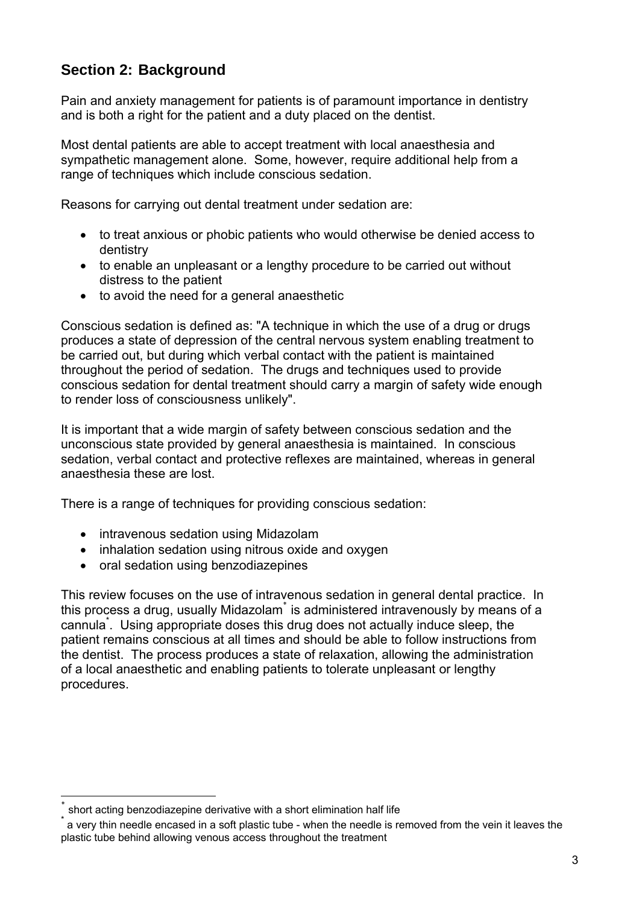## Section 2: Background

Pain and anxiety management for patients is of paramount importance in dentistry and is both a right for the patient and a duty placed on the dentist.

Most dental patients are able to accept treatment with local anaesthesia and sympathetic management alone. Some, however, require additional help from a range of techniques which include conscious sedation.

Reasons for carrying out dental treatment under sedation are:

- to treat anxious or phobic patients who would otherwise be denied access to dentistry
- to enable an unpleasant or a lengthy procedure to be carried out without distress to the patient
- to avoid the need for a general anaesthetic

Conscious sedation is defined as: "A technique in which the use of a drug or drugs produces a state of depression of the central nervous system enabling treatment to be carried out, but during which verbal contact with the patient is maintained throughout the period of sedation. The drugs and techniques used to provide conscious sedation for dental treatment should carry a margin of safety wide enough to render loss of consciousness unlikely".

It is important that a wide margin of safety between conscious sedation and the unconscious state provided by general anaesthesia is maintained. In conscious sedation, verbal contact and protective reflexes are maintained, whereas in general anaesthesia these are lost.

There is a range of techniques for providing conscious sedation:

- intravenous sedation using Midazolam
- inhalation sedation using nitrous oxide and oxygen
- oral sedation using benzodiazepines

This review focuses on the use of intravenous sedation in general dental practice. In this process a drug, usually Midazolam[*] is administered intravenously by means of a cannula[*]. Using appropriate doses this drug does not actually induce sleep, the patient remains conscious at all times and should be able to follow instructions from the dentist. The process produces a state of relaxation, allowing the administration of a local anaesthetic and enabling patients to tolerate unpleasant or lengthy procedures.

---

[*] short acting benzodiazepine derivative with a short elimination half life

[*] a very thin needle encased in a soft plastic tube - when the needle is removed from the vein it leaves the plastic tube behind allowing venous access throughout the treatment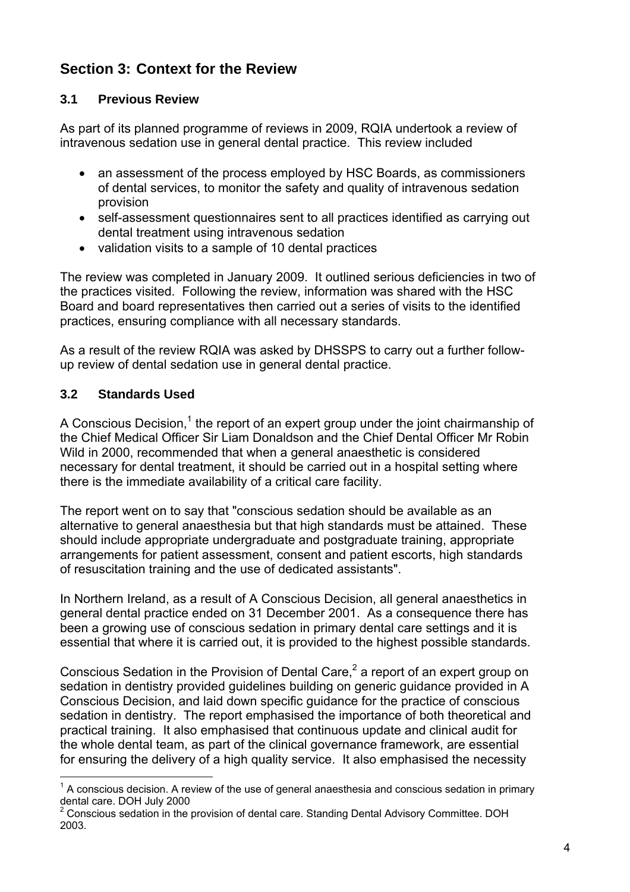## Section 3: Context for the Review

### 3.1 Previous Review

As part of its planned programme of reviews in 2009, RQIA undertook a review of intravenous sedation use in general dental practice. This review included

- an assessment of the process employed by HSC Boards, as commissioners of dental services, to monitor the safety and quality of intravenous sedation provision
- self-assessment questionnaires sent to all practices identified as carrying out dental treatment using intravenous sedation
- validation visits to a sample of 10 dental practices

The review was completed in January 2009. It outlined serious deficiencies in two of the practices visited. Following the review, information was shared with the HSC Board and board representatives then carried out a series of visits to the identified practices, ensuring compliance with all necessary standards.

As a result of the review RQIA was asked by DHSSPS to carry out a further follow-up review of dental sedation use in general dental practice.

### 3.2 Standards Used

A Conscious Decision,[1] the report of an expert group under the joint chairmanship of the Chief Medical Officer Sir Liam Donaldson and the Chief Dental Officer Mr Robin Wild in 2000, recommended that when a general anaesthetic is considered necessary for dental treatment, it should be carried out in a hospital setting where there is the immediate availability of a critical care facility.

The report went on to say that "conscious sedation should be available as an alternative to general anaesthesia but that high standards must be attained. These should include appropriate undergraduate and postgraduate training, appropriate arrangements for patient assessment, consent and patient escorts, high standards of resuscitation training and the use of dedicated assistants".

In Northern Ireland, as a result of A Conscious Decision, all general anaesthetics in general dental practice ended on 31 December 2001. As a consequence there has been a growing use of conscious sedation in primary dental care settings and it is essential that where it is carried out, it is provided to the highest possible standards.

Conscious Sedation in the Provision of Dental Care,[2] a report of an expert group on sedation in dentistry provided guidelines building on generic guidance provided in A Conscious Decision, and laid down specific guidance for the practice of conscious sedation in dentistry. The report emphasised the importance of both theoretical and practical training. It also emphasised that continuous update and clinical audit for the whole dental team, as part of the clinical governance framework, are essential for ensuring the delivery of a high quality service. It also emphasised the necessity

---

[1] A conscious decision. A review of the use of general anaesthesia and conscious sedation in primary dental care. DOH July 2000

[2] Conscious sedation in the provision of dental care. Standing Dental Advisory Committee. DOH 2003.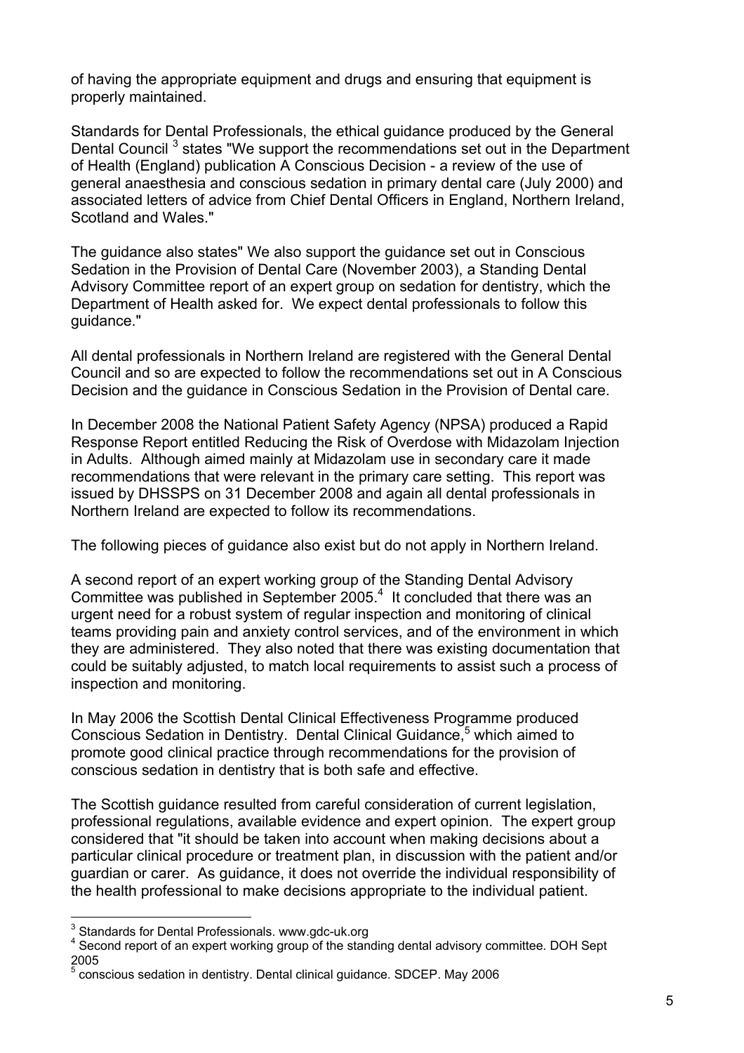of having the appropriate equipment and drugs and ensuring that equipment is properly maintained.

Standards for Dental Professionals, the ethical guidance produced by the General Dental Council [3] states "We support the recommendations set out in the Department of Health (England) publication A Conscious Decision - a review of the use of general anaesthesia and conscious sedation in primary dental care (July 2000) and associated letters of advice from Chief Dental Officers in England, Northern Ireland, Scotland and Wales."

The guidance also states" We also support the guidance set out in Conscious Sedation in the Provision of Dental Care (November 2003), a Standing Dental Advisory Committee report of an expert group on sedation for dentistry, which the Department of Health asked for. We expect dental professionals to follow this guidance."

All dental professionals in Northern Ireland are registered with the General Dental Council and so are expected to follow the recommendations set out in A Conscious Decision and the guidance in Conscious Sedation in the Provision of Dental care.

In December 2008 the National Patient Safety Agency (NPSA) produced a Rapid Response Report entitled Reducing the Risk of Overdose with Midazolam Injection in Adults. Although aimed mainly at Midazolam use in secondary care it made recommendations that were relevant in the primary care setting. This report was issued by DHSSPS on 31 December 2008 and again all dental professionals in Northern Ireland are expected to follow its recommendations.

The following pieces of guidance also exist but do not apply in Northern Ireland.

A second report of an expert working group of the Standing Dental Advisory Committee was published in September 2005.[4] It concluded that there was an urgent need for a robust system of regular inspection and monitoring of clinical teams providing pain and anxiety control services, and of the environment in which they are administered. They also noted that there was existing documentation that could be suitably adjusted, to match local requirements to assist such a process of inspection and monitoring.

In May 2006 the Scottish Dental Clinical Effectiveness Programme produced Conscious Sedation in Dentistry. Dental Clinical Guidance,[5] which aimed to promote good clinical practice through recommendations for the provision of conscious sedation in dentistry that is both safe and effective.

The Scottish guidance resulted from careful consideration of current legislation, professional regulations, available evidence and expert opinion. The expert group considered that "it should be taken into account when making decisions about a particular clinical procedure or treatment plan, in discussion with the patient and/or guardian or carer. As guidance, it does not override the individual responsibility of the health professional to make decisions appropriate to the individual patient.

---

[3] Standards for Dental Professionals. www.gdc-uk.org

[4] Second report of an expert working group of the standing dental advisory committee. DOH Sept 2005

[5] conscious sedation in dentistry. Dental clinical guidance. SDCEP. May 2006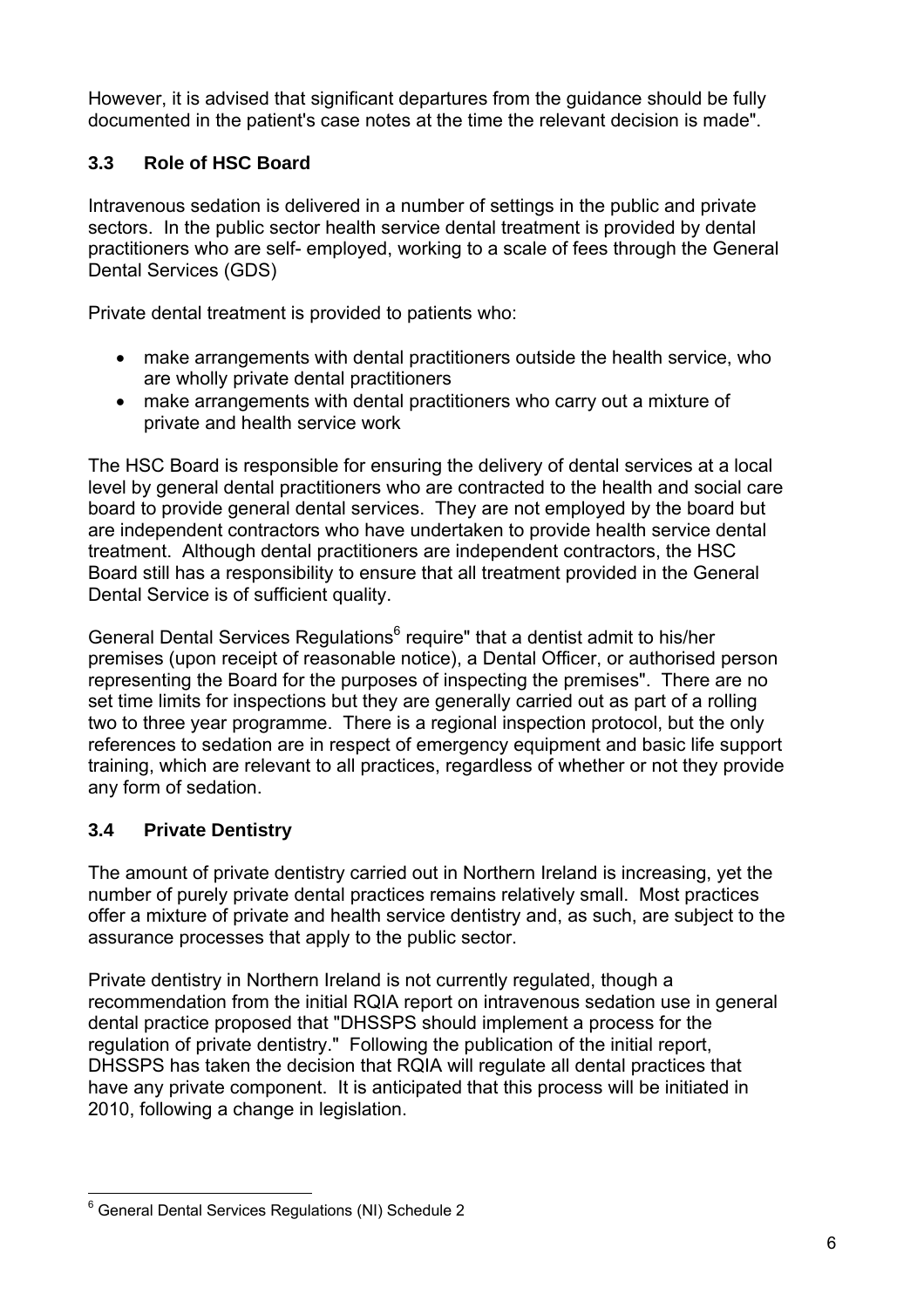However, it is advised that significant departures from the guidance should be fully documented in the patient's case notes at the time the relevant decision is made".

### 3.3 Role of HSC Board

Intravenous sedation is delivered in a number of settings in the public and private sectors. In the public sector health service dental treatment is provided by dental practitioners who are self- employed, working to a scale of fees through the General Dental Services (GDS)

Private dental treatment is provided to patients who:

- make arrangements with dental practitioners outside the health service, who are wholly private dental practitioners
- make arrangements with dental practitioners who carry out a mixture of private and health service work

The HSC Board is responsible for ensuring the delivery of dental services at a local level by general dental practitioners who are contracted to the health and social care board to provide general dental services. They are not employed by the board but are independent contractors who have undertaken to provide health service dental treatment. Although dental practitioners are independent contractors, the HSC Board still has a responsibility to ensure that all treatment provided in the General Dental Service is of sufficient quality.

General Dental Services Regulations[6] require" that a dentist admit to his/her premises (upon receipt of reasonable notice), a Dental Officer, or authorised person representing the Board for the purposes of inspecting the premises". There are no set time limits for inspections but they are generally carried out as part of a rolling two to three year programme. There is a regional inspection protocol, but the only references to sedation are in respect of emergency equipment and basic life support training, which are relevant to all practices, regardless of whether or not they provide any form of sedation.

### 3.4 Private Dentistry

The amount of private dentistry carried out in Northern Ireland is increasing, yet the number of purely private dental practices remains relatively small. Most practices offer a mixture of private and health service dentistry and, as such, are subject to the assurance processes that apply to the public sector.

Private dentistry in Northern Ireland is not currently regulated, though a recommendation from the initial RQIA report on intravenous sedation use in general dental practice proposed that "DHSSPS should implement a process for the regulation of private dentistry." Following the publication of the initial report, DHSSPS has taken the decision that RQIA will regulate all dental practices that have any private component. It is anticipated that this process will be initiated in 2010, following a change in legislation.

---

[6] General Dental Services Regulations (NI) Schedule 2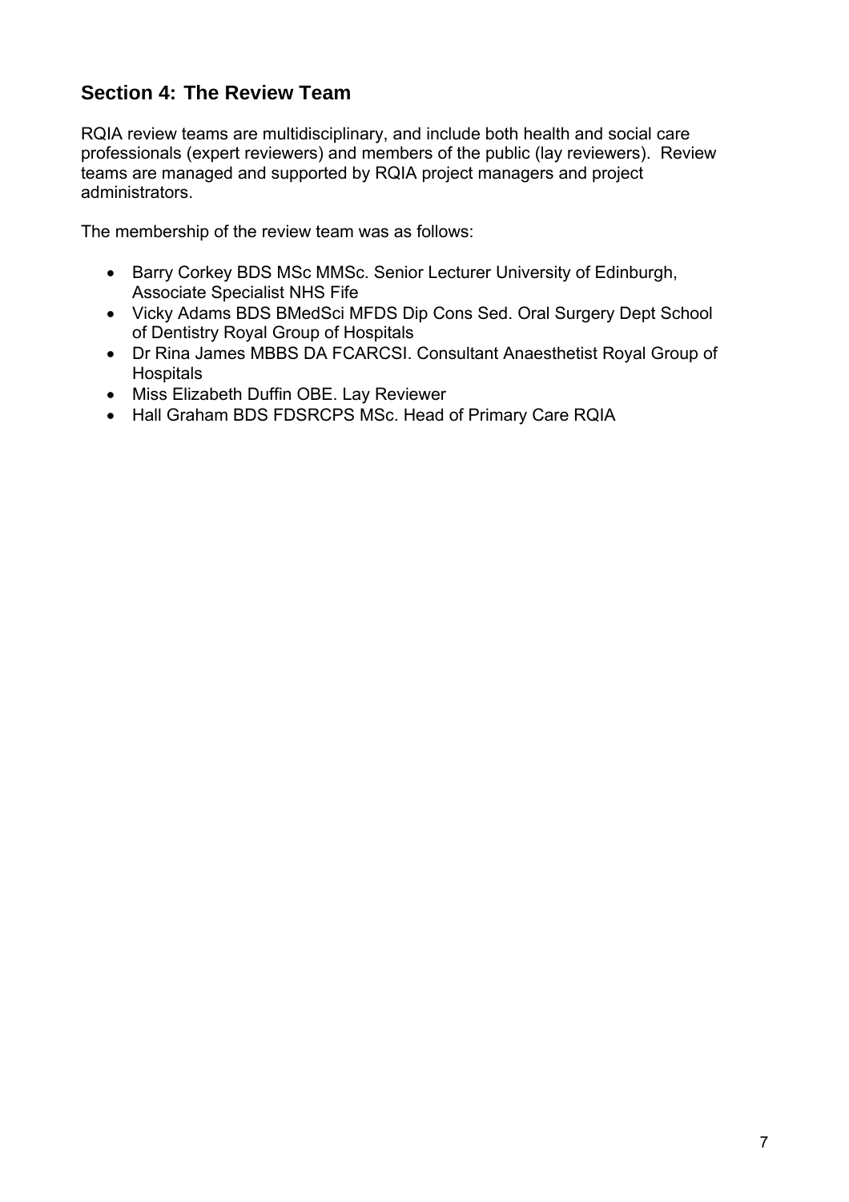## Section 4: The Review Team

RQIA review teams are multidisciplinary, and include both health and social care professionals (expert reviewers) and members of the public (lay reviewers). Review teams are managed and supported by RQIA project managers and project administrators.

The membership of the review team was as follows:

- Barry Corkey BDS MSc MMSc. Senior Lecturer University of Edinburgh, Associate Specialist NHS Fife
- Vicky Adams BDS BMedSci MFDS Dip Cons Sed. Oral Surgery Dept School of Dentistry Royal Group of Hospitals
- Dr Rina James MBBS DA FCARCSI. Consultant Anaesthetist Royal Group of Hospitals
- Miss Elizabeth Duffin OBE. Lay Reviewer
- Hall Graham BDS FDSRCPS MSc. Head of Primary Care RQIA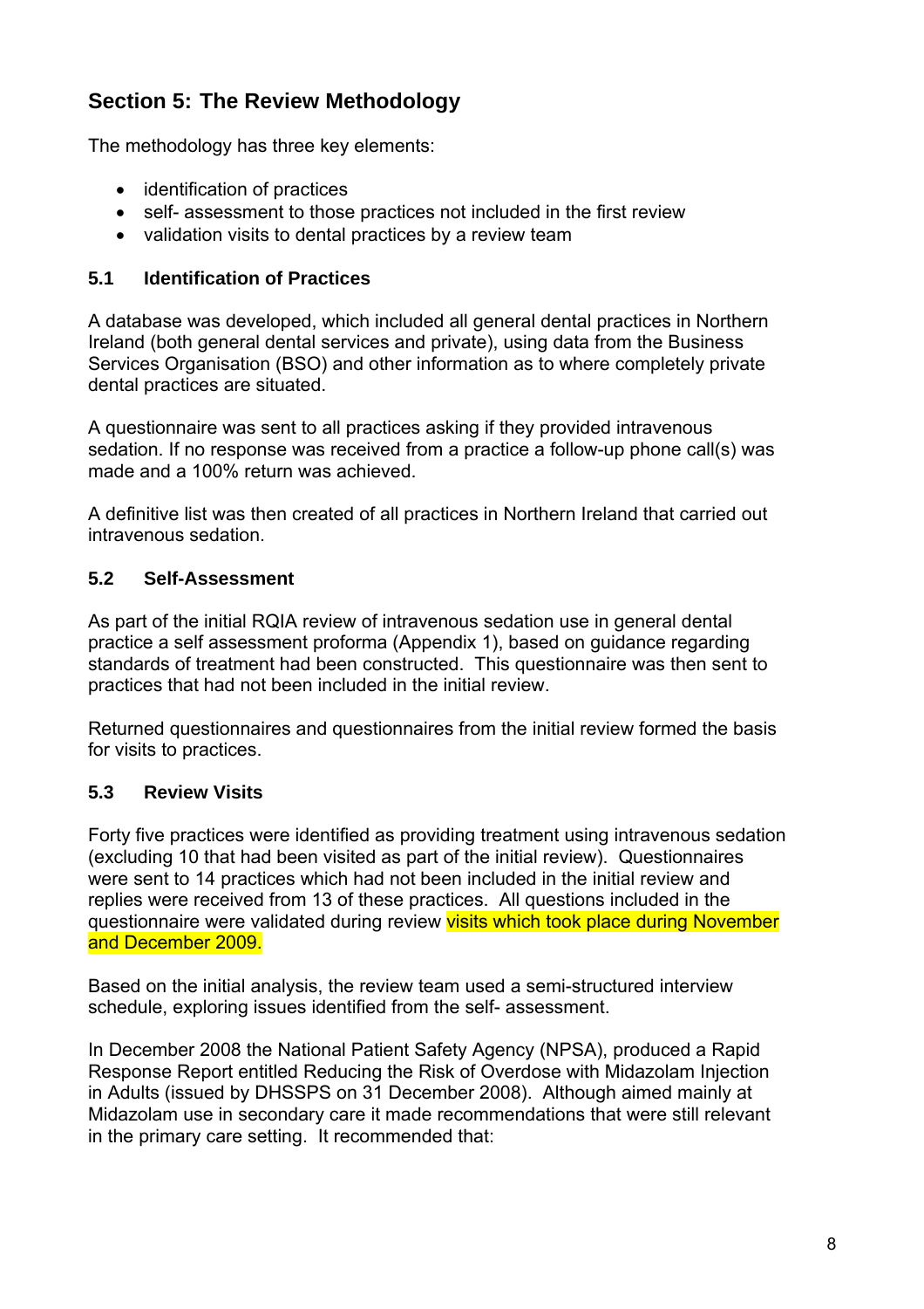## Section 5: The Review Methodology

The methodology has three key elements:

- identification of practices
- self- assessment to those practices not included in the first review
- validation visits to dental practices by a review team

### 5.1 Identification of Practices

A database was developed, which included all general dental practices in Northern Ireland (both general dental services and private), using data from the Business Services Organisation (BSO) and other information as to where completely private dental practices are situated.

A questionnaire was sent to all practices asking if they provided intravenous sedation. If no response was received from a practice a follow-up phone call(s) was made and a 100% return was achieved.

A definitive list was then created of all practices in Northern Ireland that carried out intravenous sedation.

### 5.2 Self-Assessment

As part of the initial RQIA review of intravenous sedation use in general dental practice a self assessment proforma (Appendix 1), based on guidance regarding standards of treatment had been constructed. This questionnaire was then sent to practices that had not been included in the initial review.

Returned questionnaires and questionnaires from the initial review formed the basis for visits to practices.

### 5.3 Review Visits

Forty five practices were identified as providing treatment using intravenous sedation (excluding 10 that had been visited as part of the initial review). Questionnaires were sent to 14 practices which had not been included in the initial review and replies were received from 13 of these practices. All questions included in the questionnaire were validated during review visits which took place during November and December 2009.

Based on the initial analysis, the review team used a semi-structured interview schedule, exploring issues identified from the self- assessment.

In December 2008 the National Patient Safety Agency (NPSA), produced a Rapid Response Report entitled Reducing the Risk of Overdose with Midazolam Injection in Adults (issued by DHSSPS on 31 December 2008). Although aimed mainly at Midazolam use in secondary care it made recommendations that were still relevant in the primary care setting. It recommended that: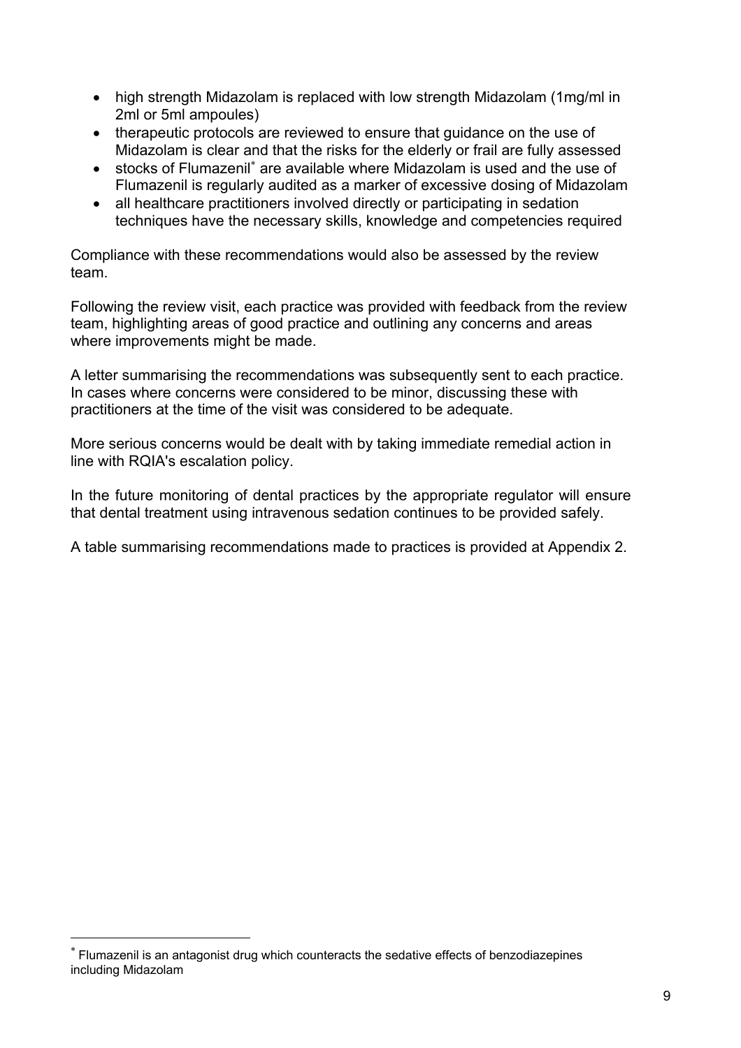- high strength Midazolam is replaced with low strength Midazolam (1mg/ml in 2ml or 5ml ampoules)
- therapeutic protocols are reviewed to ensure that guidance on the use of Midazolam is clear and that the risks for the elderly or frail are fully assessed
- stocks of Flumazenil* are available where Midazolam is used and the use of Flumazenil is regularly audited as a marker of excessive dosing of Midazolam
- all healthcare practitioners involved directly or participating in sedation techniques have the necessary skills, knowledge and competencies required

Compliance with these recommendations would also be assessed by the review team.

Following the review visit, each practice was provided with feedback from the review team, highlighting areas of good practice and outlining any concerns and areas where improvements might be made.

A letter summarising the recommendations was subsequently sent to each practice. In cases where concerns were considered to be minor, discussing these with practitioners at the time of the visit was considered to be adequate.

More serious concerns would be dealt with by taking immediate remedial action in line with RQIA's escalation policy.

In the future monitoring of dental practices by the appropriate regulator will ensure that dental treatment using intravenous sedation continues to be provided safely.

A table summarising recommendations made to practices is provided at Appendix 2.

---

* Flumazenil is an antagonist drug which counteracts the sedative effects of benzodiazepines including Midazolam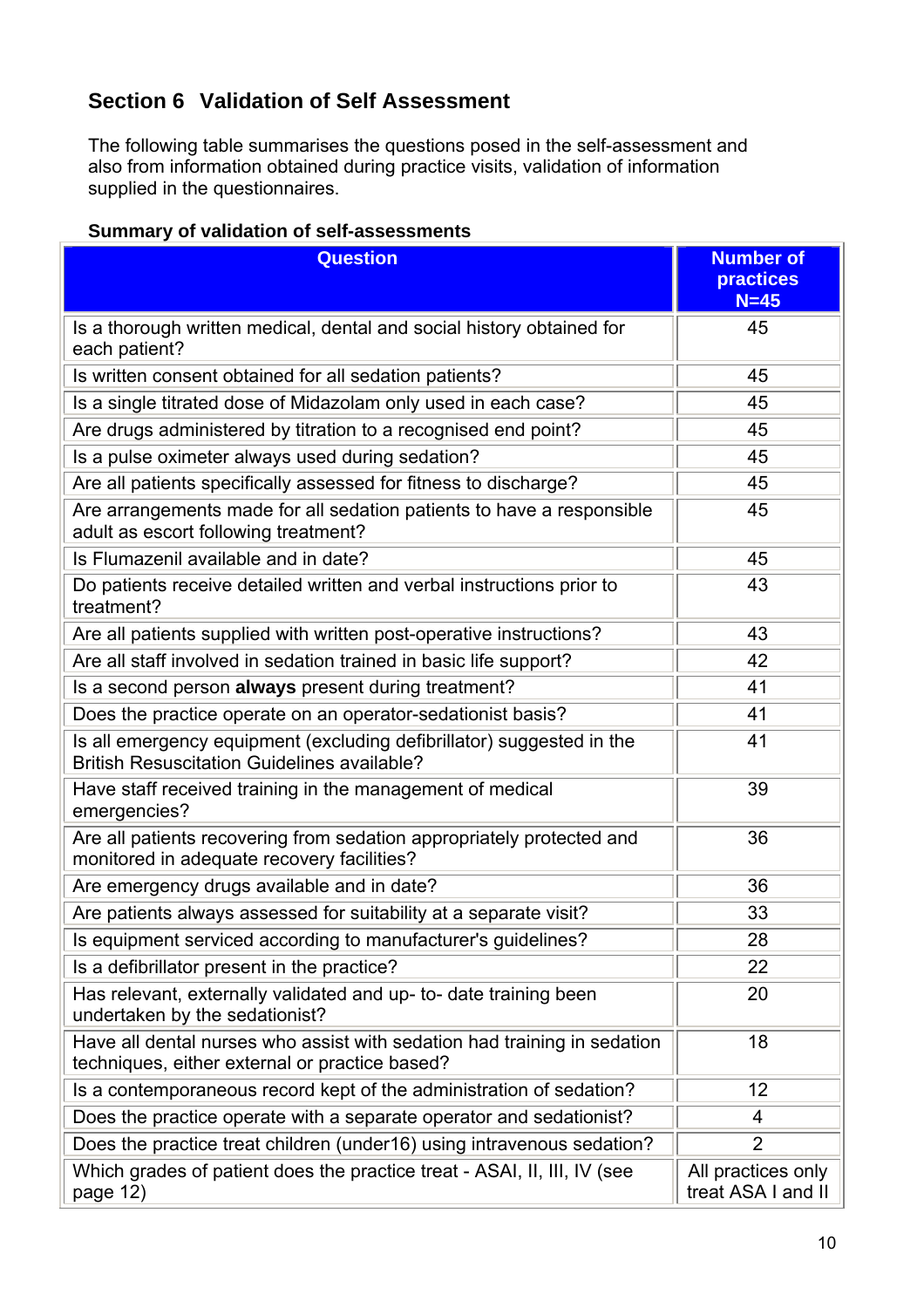## Section 6 Validation of Self Assessment

The following table summarises the questions posed in the self-assessment and also from information obtained during practice visits, validation of information supplied in the questionnaires.

**Summary of validation of self-assessments**

| Question | Number of practices N=45 |
|---|---|
| Is a thorough written medical, dental and social history obtained for each patient? | 45 |
| Is written consent obtained for all sedation patients? | 45 |
| Is a single titrated dose of Midazolam only used in each case? | 45 |
| Are drugs administered by titration to a recognised end point? | 45 |
| Is a pulse oximeter always used during sedation? | 45 |
| Are all patients specifically assessed for fitness to discharge? | 45 |
| Are arrangements made for all sedation patients to have a responsible adult as escort following treatment? | 45 |
| Is Flumazenil available and in date? | 45 |
| Do patients receive detailed written and verbal instructions prior to treatment? | 43 |
| Are all patients supplied with written post-operative instructions? | 43 |
| Are all staff involved in sedation trained in basic life support? | 42 |
| Is a second person **always** present during treatment? | 41 |
| Does the practice operate on an operator-sedationist basis? | 41 |
| Is all emergency equipment (excluding defibrillator) suggested in the British Resuscitation Guidelines available? | 41 |
| Have staff received training in the management of medical emergencies? | 39 |
| Are all patients recovering from sedation appropriately protected and monitored in adequate recovery facilities? | 36 |
| Are emergency drugs available and in date? | 36 |
| Are patients always assessed for suitability at a separate visit? | 33 |
| Is equipment serviced according to manufacturer's guidelines? | 28 |
| Is a defibrillator present in the practice? | 22 |
| Has relevant, externally validated and up- to- date training been undertaken by the sedationist? | 20 |
| Have all dental nurses who assist with sedation had training in sedation techniques, either external or practice based? | 18 |
| Is a contemporaneous record kept of the administration of sedation? | 12 |
| Does the practice operate with a separate operator and sedationist? | 4 |
| Does the practice treat children (under16) using intravenous sedation? | 2 |
| Which grades of patient does the practice treat - ASAI, II, III, IV (see page 12) | All practices only treat ASA I and II |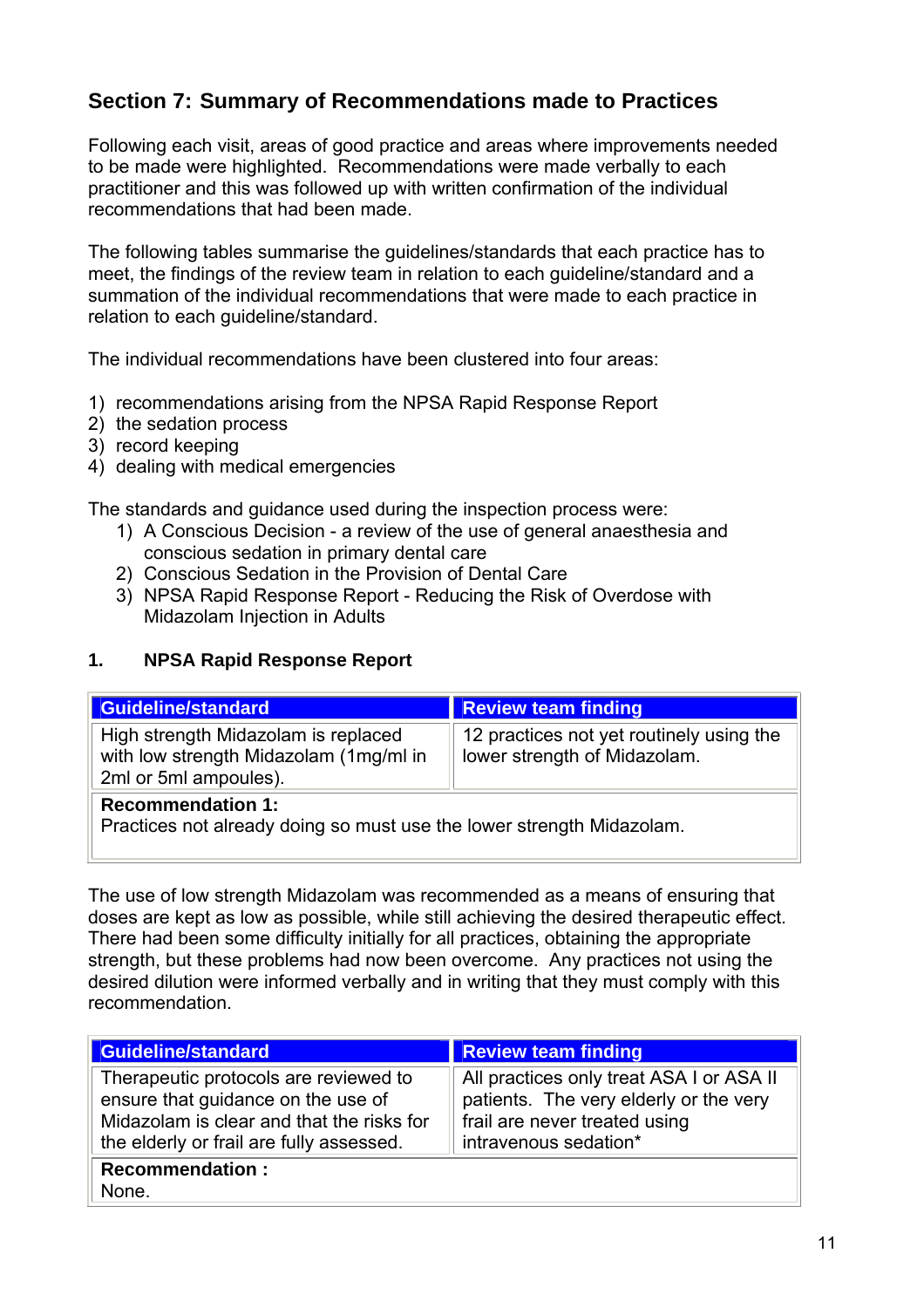## Section 7: Summary of Recommendations made to Practices

Following each visit, areas of good practice and areas where improvements needed to be made were highlighted. Recommendations were made verbally to each practitioner and this was followed up with written confirmation of the individual recommendations that had been made.

The following tables summarise the guidelines/standards that each practice has to meet, the findings of the review team in relation to each guideline/standard and a summation of the individual recommendations that were made to each practice in relation to each guideline/standard.

The individual recommendations have been clustered into four areas:

1) recommendations arising from the NPSA Rapid Response Report
2) the sedation process
3) record keeping
4) dealing with medical emergencies

The standards and guidance used during the inspection process were:

1) A Conscious Decision - a review of the use of general anaesthesia and conscious sedation in primary dental care
2) Conscious Sedation in the Provision of Dental Care
3) NPSA Rapid Response Report - Reducing the Risk of Overdose with Midazolam Injection in Adults

### 1. NPSA Rapid Response Report

| Guideline/standard | Review team finding |
|---|---|
| High strength Midazolam is replaced with low strength Midazolam (1mg/ml in 2ml or 5ml ampoules). | 12 practices not yet routinely using the lower strength of Midazolam. |
| **Recommendation 1:**<br>Practices not already doing so must use the lower strength Midazolam. | |

The use of low strength Midazolam was recommended as a means of ensuring that doses are kept as low as possible, while still achieving the desired therapeutic effect. There had been some difficulty initially for all practices, obtaining the appropriate strength, but these problems had now been overcome. Any practices not using the desired dilution were informed verbally and in writing that they must comply with this recommendation.

| Guideline/standard | Review team finding |
|---|---|
| Therapeutic protocols are reviewed to ensure that guidance on the use of Midazolam is clear and that the risks for the elderly or frail are fully assessed. | All practices only treat ASA I or ASA II patients. The very elderly or the very frail are never treated using intravenous sedation* |
| **Recommendation :**<br>None. | |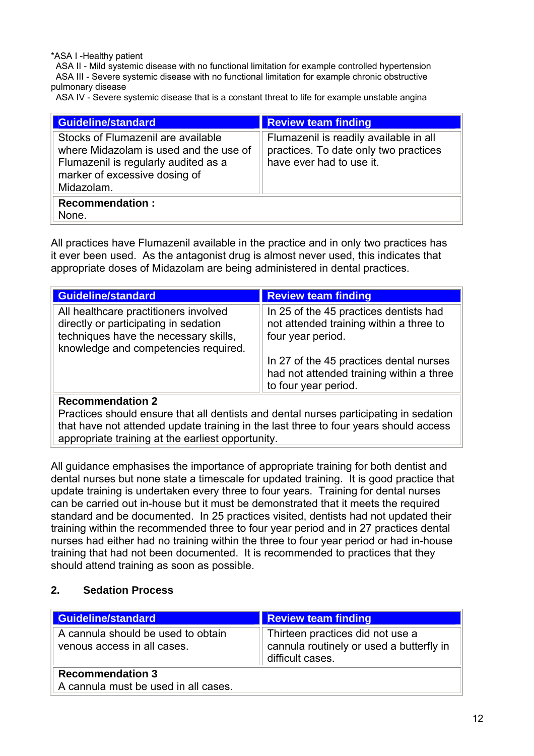*ASA I -Healthy patient
ASA II - Mild systemic disease with no functional limitation for example controlled hypertension
ASA III - Severe systemic disease with no functional limitation for example chronic obstructive pulmonary disease
ASA IV - Severe systemic disease that is a constant threat to life for example unstable angina

| Guideline/standard | Review team finding |
|---|---|
| Stocks of Flumazenil are available where Midazolam is used and the use of Flumazenil is regularly audited as a marker of excessive dosing of Midazolam. | Flumazenil is readily available in all practices. To date only two practices have ever had to use it. |
| **Recommendation :** None. | |

All practices have Flumazenil available in the practice and in only two practices has it ever been used. As the antagonist drug is almost never used, this indicates that appropriate doses of Midazolam are being administered in dental practices.

| Guideline/standard | Review team finding |
|---|---|
| All healthcare practitioners involved directly or participating in sedation techniques have the necessary skills, knowledge and competencies required. | In 25 of the 45 practices dentists had not attended training within a three to four year period.<br><br>In 27 of the 45 practices dental nurses had not attended training within a three to four year period. |
| **Recommendation 2** Practices should ensure that all dentists and dental nurses participating in sedation that have not attended update training in the last three to four years should access appropriate training at the earliest opportunity. | |

All guidance emphasises the importance of appropriate training for both dentist and dental nurses but none state a timescale for updated training. It is good practice that update training is undertaken every three to four years. Training for dental nurses can be carried out in-house but it must be demonstrated that it meets the required standard and be documented. In 25 practices visited, dentists had not updated their training within the recommended three to four year period and in 27 practices dental nurses had either had no training within the three to four year period or had in-house training that had not been documented. It is recommended to practices that they should attend training as soon as possible.

## 2. Sedation Process

| Guideline/standard | Review team finding |
|---|---|
| A cannula should be used to obtain venous access in all cases. | Thirteen practices did not use a cannula routinely or used a butterfly in difficult cases. |
| **Recommendation 3** A cannula must be used in all cases. | |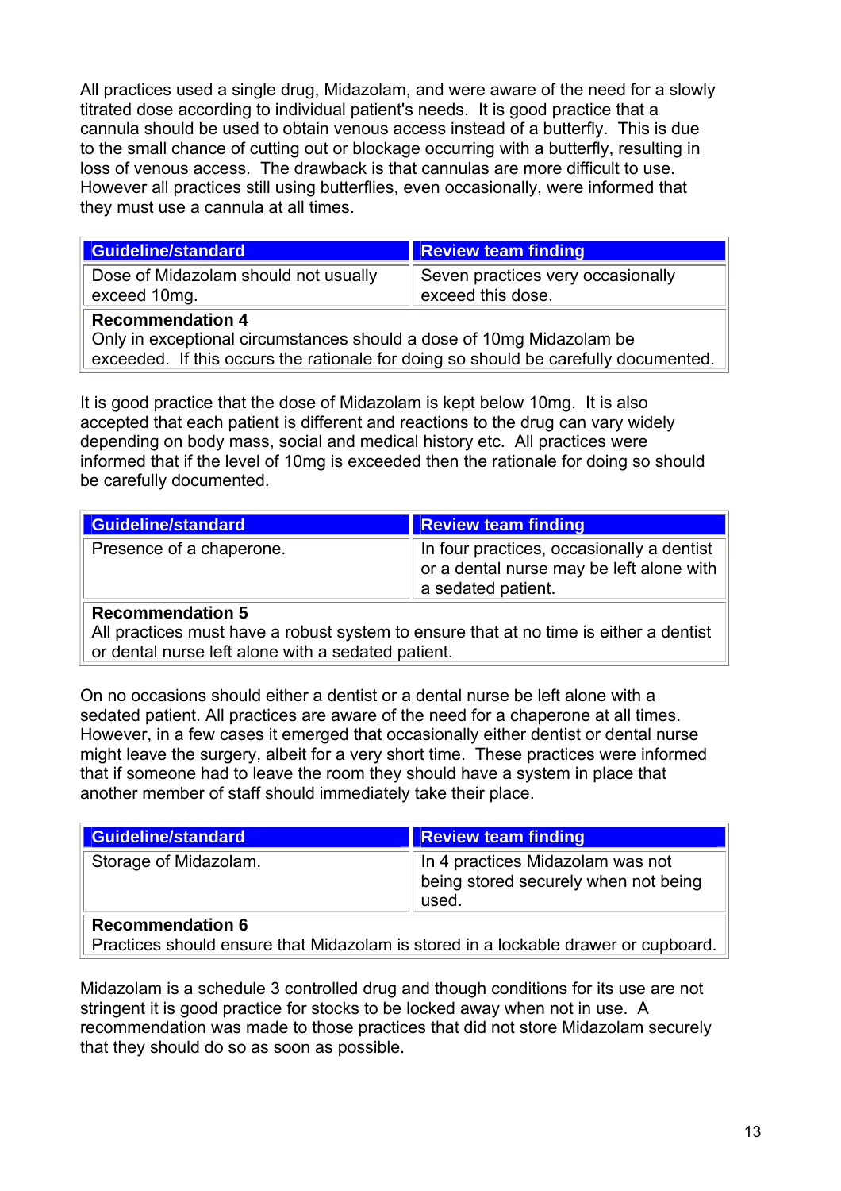All practices used a single drug, Midazolam, and were aware of the need for a slowly titrated dose according to individual patient's needs. It is good practice that a cannula should be used to obtain venous access instead of a butterfly. This is due to the small chance of cutting out or blockage occurring with a butterfly, resulting in loss of venous access. The drawback is that cannulas are more difficult to use. However all practices still using butterflies, even occasionally, were informed that they must use a cannula at all times.

| Guideline/standard | Review team finding |
|---|---|
| Dose of Midazolam should not usually exceed 10mg. | Seven practices very occasionally exceed this dose. |
| **Recommendation 4**<br>Only in exceptional circumstances should a dose of 10mg Midazolam be exceeded. If this occurs the rationale for doing so should be carefully documented. | |

It is good practice that the dose of Midazolam is kept below 10mg. It is also accepted that each patient is different and reactions to the drug can vary widely depending on body mass, social and medical history etc. All practices were informed that if the level of 10mg is exceeded then the rationale for doing so should be carefully documented.

| Guideline/standard | Review team finding |
|---|---|
| Presence of a chaperone. | In four practices, occasionally a dentist or a dental nurse may be left alone with a sedated patient. |
| **Recommendation 5**<br>All practices must have a robust system to ensure that at no time is either a dentist or dental nurse left alone with a sedated patient. | |

On no occasions should either a dentist or a dental nurse be left alone with a sedated patient. All practices are aware of the need for a chaperone at all times. However, in a few cases it emerged that occasionally either dentist or dental nurse might leave the surgery, albeit for a very short time. These practices were informed that if someone had to leave the room they should have a system in place that another member of staff should immediately take their place.

| Guideline/standard | Review team finding |
|---|---|
| Storage of Midazolam. | In 4 practices Midazolam was not being stored securely when not being used. |
| **Recommendation 6**<br>Practices should ensure that Midazolam is stored in a lockable drawer or cupboard. | |

Midazolam is a schedule 3 controlled drug and though conditions for its use are not stringent it is good practice for stocks to be locked away when not in use. A recommendation was made to those practices that did not store Midazolam securely that they should do so as soon as possible.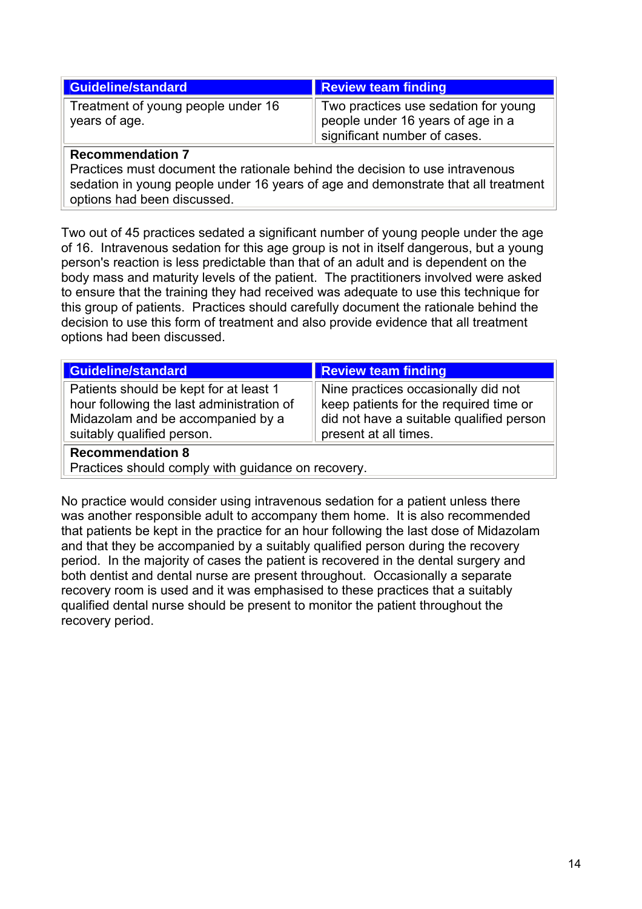| Guideline/standard | Review team finding |
|---|---|
| Treatment of young people under 16 years of age. | Two practices use sedation for young people under 16 years of age in a significant number of cases. |
| **Recommendation 7**<br>Practices must document the rationale behind the decision to use intravenous sedation in young people under 16 years of age and demonstrate that all treatment options had been discussed. | |

Two out of 45 practices sedated a significant number of young people under the age of 16. Intravenous sedation for this age group is not in itself dangerous, but a young person's reaction is less predictable than that of an adult and is dependent on the body mass and maturity levels of the patient. The practitioners involved were asked to ensure that the training they had received was adequate to use this technique for this group of patients. Practices should carefully document the rationale behind the decision to use this form of treatment and also provide evidence that all treatment options had been discussed.

| Guideline/standard | Review team finding |
|---|---|
| Patients should be kept for at least 1 hour following the last administration of Midazolam and be accompanied by a suitably qualified person. | Nine practices occasionally did not keep patients for the required time or did not have a suitable qualified person present at all times. |
| **Recommendation 8**<br>Practices should comply with guidance on recovery. | |

No practice would consider using intravenous sedation for a patient unless there was another responsible adult to accompany them home. It is also recommended that patients be kept in the practice for an hour following the last dose of Midazolam and that they be accompanied by a suitably qualified person during the recovery period. In the majority of cases the patient is recovered in the dental surgery and both dentist and dental nurse are present throughout. Occasionally a separate recovery room is used and it was emphasised to these practices that a suitably qualified dental nurse should be present to monitor the patient throughout the recovery period.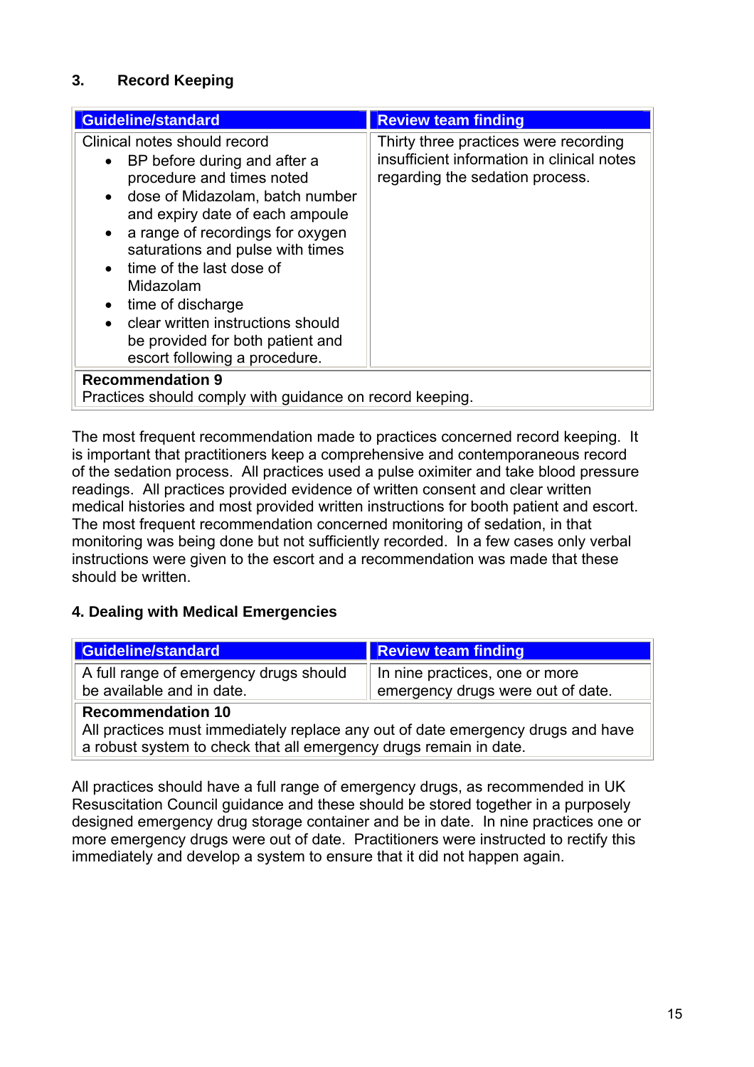## 3. Record Keeping

| Guideline/standard | Review team finding |
|---|---|
| Clinical notes should record<br>• BP before during and after a procedure and times noted<br>• dose of Midazolam, batch number and expiry date of each ampoule<br>• a range of recordings for oxygen saturations and pulse with times<br>• time of the last dose of Midazolam<br>• time of discharge<br>• clear written instructions should be provided for both patient and escort following a procedure. | Thirty three practices were recording insufficient information in clinical notes regarding the sedation process. |
| **Recommendation 9**<br>Practices should comply with guidance on record keeping. | |

The most frequent recommendation made to practices concerned record keeping. It is important that practitioners keep a comprehensive and contemporaneous record of the sedation process. All practices used a pulse oximiter and take blood pressure readings. All practices provided evidence of written consent and clear written medical histories and most provided written instructions for booth patient and escort. The most frequent recommendation concerned monitoring of sedation, in that monitoring was being done but not sufficiently recorded. In a few cases only verbal instructions were given to the escort and a recommendation was made that these should be written.

## 4. Dealing with Medical Emergencies

| Guideline/standard | Review team finding |
|---|---|
| A full range of emergency drugs should be available and in date. | In nine practices, one or more emergency drugs were out of date. |
| **Recommendation 10**<br>All practices must immediately replace any out of date emergency drugs and have a robust system to check that all emergency drugs remain in date. | |

All practices should have a full range of emergency drugs, as recommended in UK Resuscitation Council guidance and these should be stored together in a purposely designed emergency drug storage container and be in date. In nine practices one or more emergency drugs were out of date. Practitioners were instructed to rectify this immediately and develop a system to ensure that it did not happen again.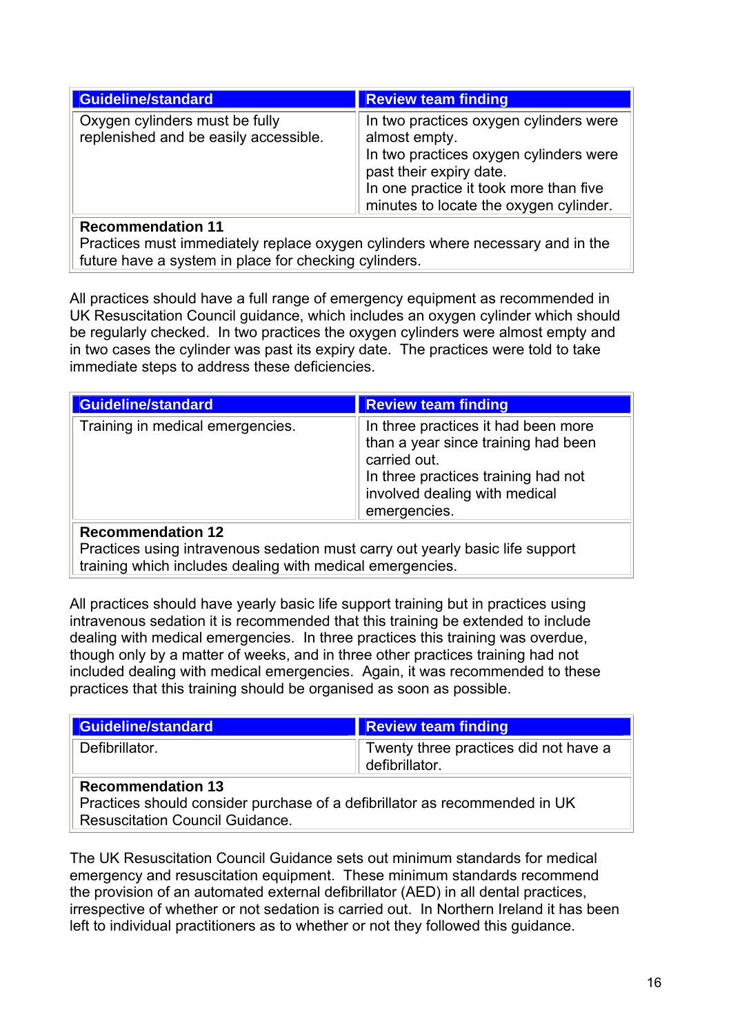| Guideline/standard | Review team finding |
|---|---|
| Oxygen cylinders must be fully replenished and be easily accessible. | In two practices oxygen cylinders were almost empty.<br>In two practices oxygen cylinders were past their expiry date.<br>In one practice it took more than five minutes to locate the oxygen cylinder. |
| **Recommendation 11**<br>Practices must immediately replace oxygen cylinders where necessary and in the future have a system in place for checking cylinders. | |

All practices should have a full range of emergency equipment as recommended in UK Resuscitation Council guidance, which includes an oxygen cylinder which should be regularly checked. In two practices the oxygen cylinders were almost empty and in two cases the cylinder was past its expiry date. The practices were told to take immediate steps to address these deficiencies.

| Guideline/standard | Review team finding |
|---|---|
| Training in medical emergencies. | In three practices it had been more than a year since training had been carried out.<br>In three practices training had not involved dealing with medical emergencies. |
| **Recommendation 12**<br>Practices using intravenous sedation must carry out yearly basic life support training which includes dealing with medical emergencies. | |

All practices should have yearly basic life support training but in practices using intravenous sedation it is recommended that this training be extended to include dealing with medical emergencies. In three practices this training was overdue, though only by a matter of weeks, and in three other practices training had not included dealing with medical emergencies. Again, it was recommended to these practices that this training should be organised as soon as possible.

| Guideline/standard | Review team finding |
|---|---|
| Defibrillator. | Twenty three practices did not have a defibrillator. |
| **Recommendation 13**<br>Practices should consider purchase of a defibrillator as recommended in UK Resuscitation Council Guidance. | |

The UK Resuscitation Council Guidance sets out minimum standards for medical emergency and resuscitation equipment. These minimum standards recommend the provision of an automated external defibrillator (AED) in all dental practices, irrespective of whether or not sedation is carried out. In Northern Ireland it has been left to individual practitioners as to whether or not they followed this guidance.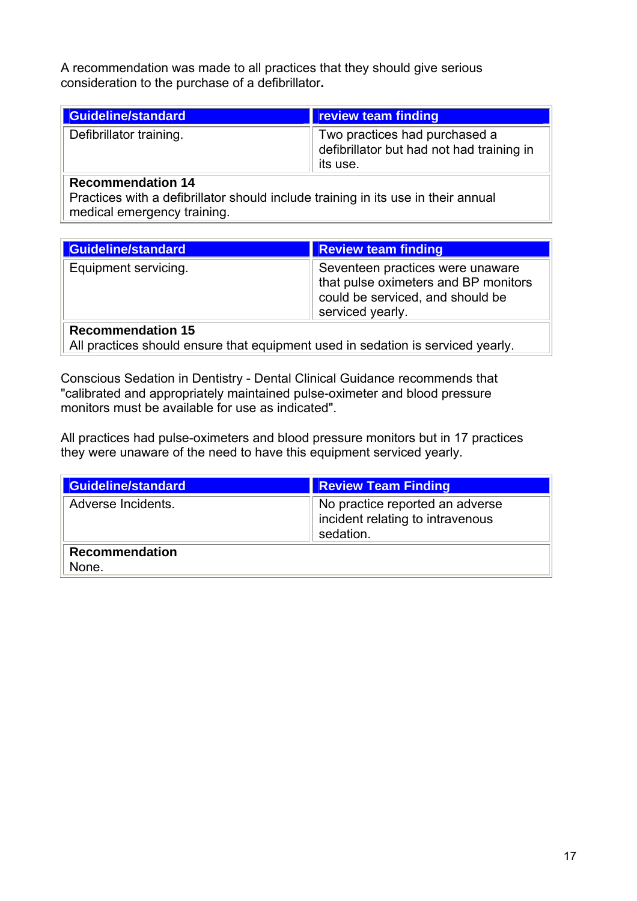A recommendation was made to all practices that they should give serious consideration to the purchase of a defibrillator**.**

| Guideline/standard | review team finding |
|---|---|
| Defibrillator training. | Two practices had purchased a defibrillator but had not had training in its use. |
| **Recommendation 14**<br>Practices with a defibrillator should include training in its use in their annual medical emergency training. | |

| Guideline/standard | Review team finding |
|---|---|
| Equipment servicing. | Seventeen practices were unaware that pulse oximeters and BP monitors could be serviced, and should be serviced yearly. |
| **Recommendation 15**<br>All practices should ensure that equipment used in sedation is serviced yearly. | |

Conscious Sedation in Dentistry - Dental Clinical Guidance recommends that "calibrated and appropriately maintained pulse-oximeter and blood pressure monitors must be available for use as indicated".

All practices had pulse-oximeters and blood pressure monitors but in 17 practices they were unaware of the need to have this equipment serviced yearly.

| Guideline/standard | Review Team Finding |
|---|---|
| Adverse Incidents. | No practice reported an adverse incident relating to intravenous sedation. |
| **Recommendation**<br>None. | |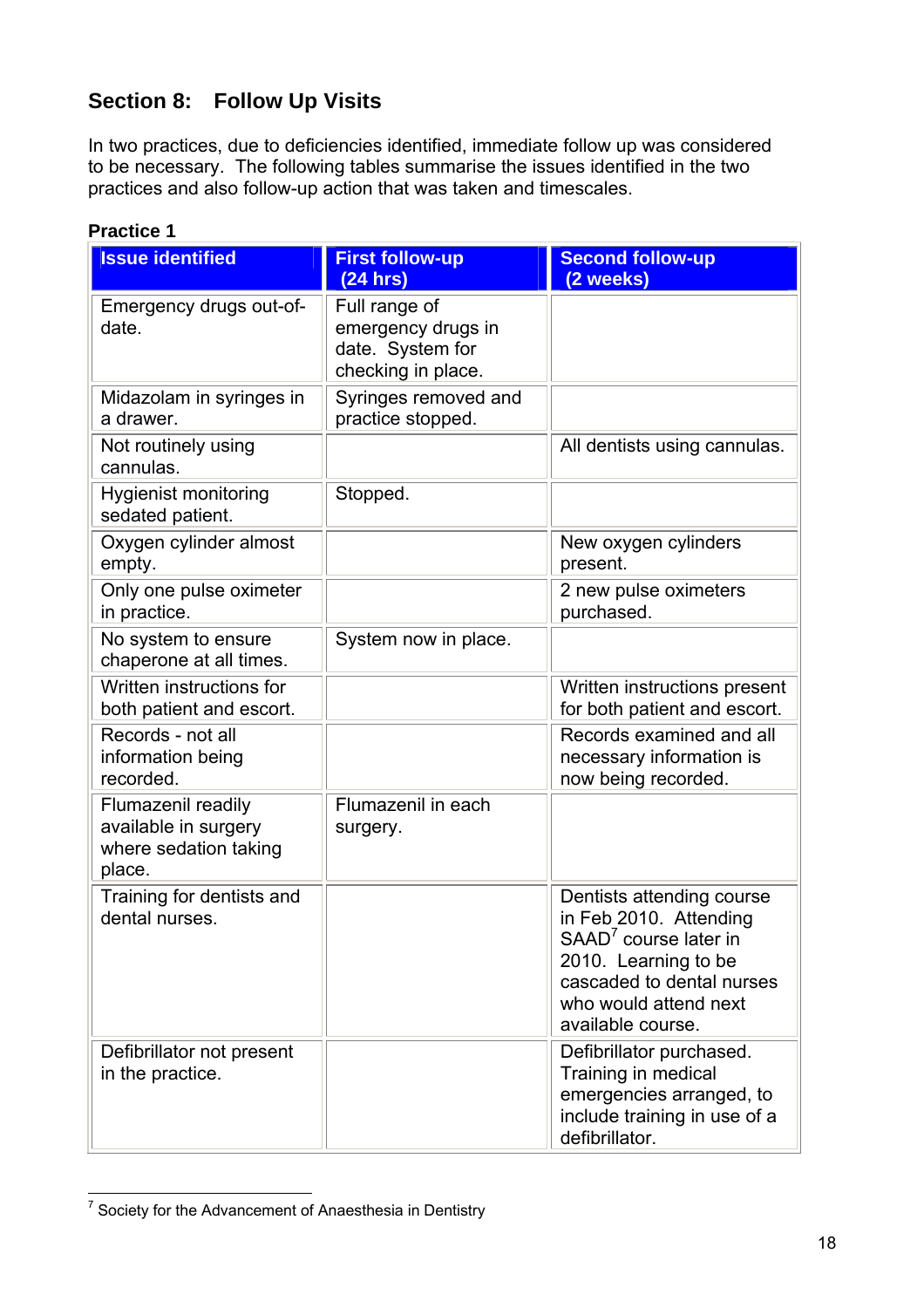## Section 8: Follow Up Visits

In two practices, due to deficiencies identified, immediate follow up was considered to be necessary. The following tables summarise the issues identified in the two practices and also follow-up action that was taken and timescales.

**Practice 1**

| Issue identified | First follow-up (24 hrs) | Second follow-up (2 weeks) |
|---|---|---|
| Emergency drugs out-of-date. | Full range of emergency drugs in date. System for checking in place. | |
| Midazolam in syringes in a drawer. | Syringes removed and practice stopped. | |
| Not routinely using cannulas. | | All dentists using cannulas. |
| Hygienist monitoring sedated patient. | Stopped. | |
| Oxygen cylinder almost empty. | | New oxygen cylinders present. |
| Only one pulse oximeter in practice. | | 2 new pulse oximeters purchased. |
| No system to ensure chaperone at all times. | System now in place. | |
| Written instructions for both patient and escort. | | Written instructions present for both patient and escort. |
| Records - not all information being recorded. | | Records examined and all necessary information is now being recorded. |
| Flumazenil readily available in surgery where sedation taking place. | Flumazenil in each surgery. | |
| Training for dentists and dental nurses. | | Dentists attending course in Feb 2010. Attending SAAD[7] course later in 2010. Learning to be cascaded to dental nurses who would attend next available course. |
| Defibrillator not present in the practice. | | Defibrillator purchased. Training in medical emergencies arranged, to include training in use of a defibrillator. |

[7] Society for the Advancement of Anaesthesia in Dentistry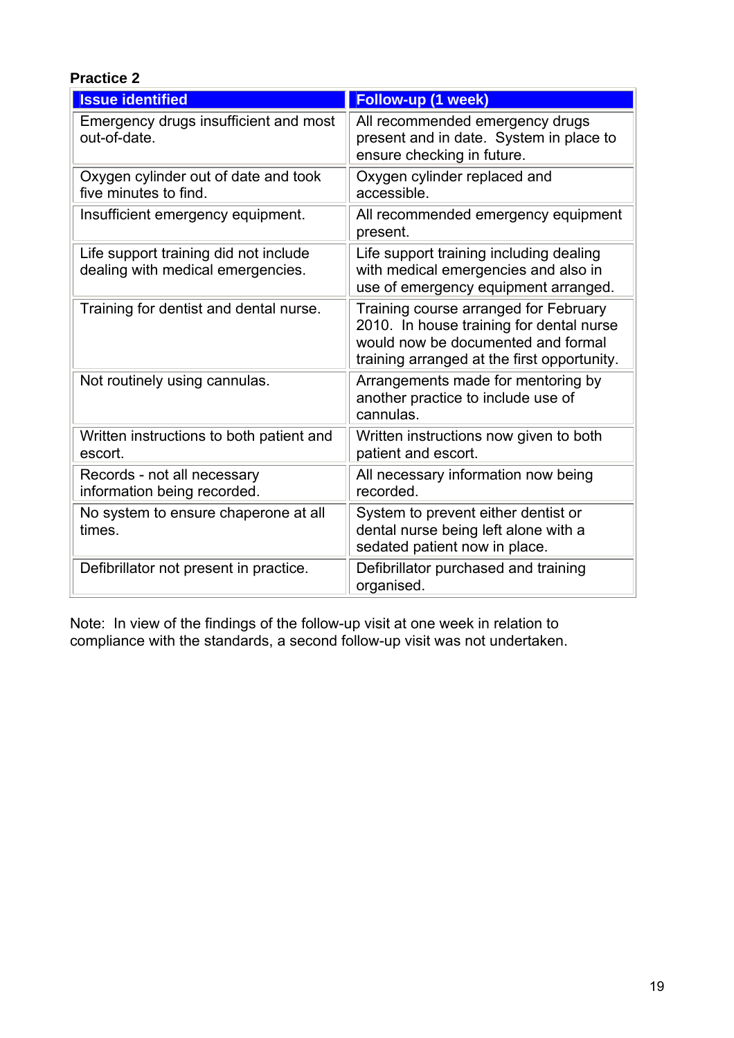**Practice 2**

| Issue identified | Follow-up (1 week) |
|---|---|
| Emergency drugs insufficient and most out-of-date. | All recommended emergency drugs present and in date. System in place to ensure checking in future. |
| Oxygen cylinder out of date and took five minutes to find. | Oxygen cylinder replaced and accessible. |
| Insufficient emergency equipment. | All recommended emergency equipment present. |
| Life support training did not include dealing with medical emergencies. | Life support training including dealing with medical emergencies and also in use of emergency equipment arranged. |
| Training for dentist and dental nurse. | Training course arranged for February 2010. In house training for dental nurse would now be documented and formal training arranged at the first opportunity. |
| Not routinely using cannulas. | Arrangements made for mentoring by another practice to include use of cannulas. |
| Written instructions to both patient and escort. | Written instructions now given to both patient and escort. |
| Records - not all necessary information being recorded. | All necessary information now being recorded. |
| No system to ensure chaperone at all times. | System to prevent either dentist or dental nurse being left alone with a sedated patient now in place. |
| Defibrillator not present in practice. | Defibrillator purchased and training organised. |

Note: In view of the findings of the follow-up visit at one week in relation to compliance with the standards, a second follow-up visit was not undertaken.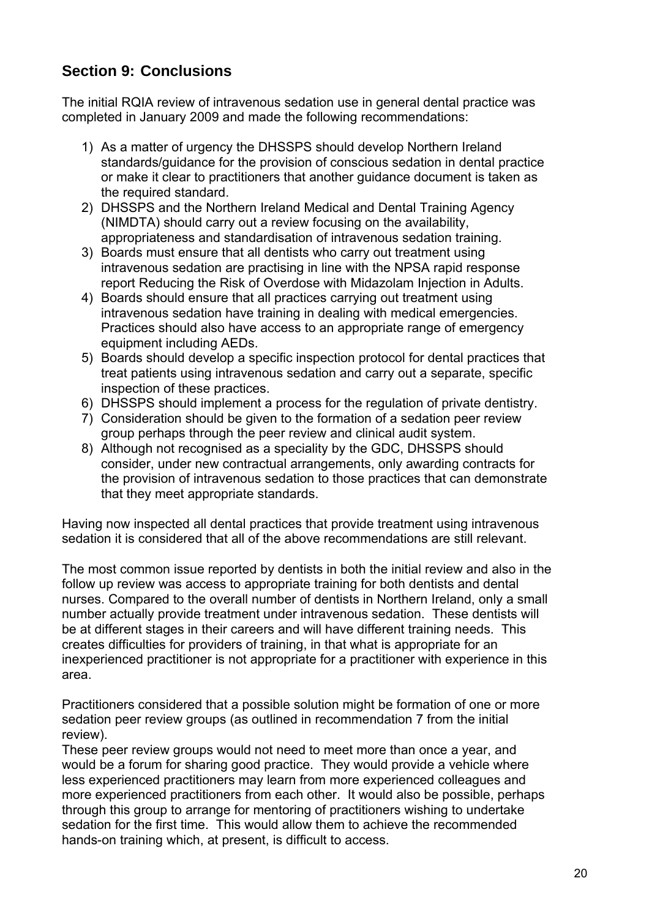## Section 9: Conclusions

The initial RQIA review of intravenous sedation use in general dental practice was completed in January 2009 and made the following recommendations:

1) As a matter of urgency the DHSSPS should develop Northern Ireland standards/guidance for the provision of conscious sedation in dental practice or make it clear to practitioners that another guidance document is taken as the required standard.
2) DHSSPS and the Northern Ireland Medical and Dental Training Agency (NIMDTA) should carry out a review focusing on the availability, appropriateness and standardisation of intravenous sedation training.
3) Boards must ensure that all dentists who carry out treatment using intravenous sedation are practising in line with the NPSA rapid response report Reducing the Risk of Overdose with Midazolam Injection in Adults.
4) Boards should ensure that all practices carrying out treatment using intravenous sedation have training in dealing with medical emergencies. Practices should also have access to an appropriate range of emergency equipment including AEDs.
5) Boards should develop a specific inspection protocol for dental practices that treat patients using intravenous sedation and carry out a separate, specific inspection of these practices.
6) DHSSPS should implement a process for the regulation of private dentistry.
7) Consideration should be given to the formation of a sedation peer review group perhaps through the peer review and clinical audit system.
8) Although not recognised as a speciality by the GDC, DHSSPS should consider, under new contractual arrangements, only awarding contracts for the provision of intravenous sedation to those practices that can demonstrate that they meet appropriate standards.

Having now inspected all dental practices that provide treatment using intravenous sedation it is considered that all of the above recommendations are still relevant.

The most common issue reported by dentists in both the initial review and also in the follow up review was access to appropriate training for both dentists and dental nurses. Compared to the overall number of dentists in Northern Ireland, only a small number actually provide treatment under intravenous sedation. These dentists will be at different stages in their careers and will have different training needs. This creates difficulties for providers of training, in that what is appropriate for an inexperienced practitioner is not appropriate for a practitioner with experience in this area.

Practitioners considered that a possible solution might be formation of one or more sedation peer review groups (as outlined in recommendation 7 from the initial review).

These peer review groups would not need to meet more than once a year, and would be a forum for sharing good practice. They would provide a vehicle where less experienced practitioners may learn from more experienced colleagues and more experienced practitioners from each other. It would also be possible, perhaps through this group to arrange for mentoring of practitioners wishing to undertake sedation for the first time. This would allow them to achieve the recommended hands-on training which, at present, is difficult to access.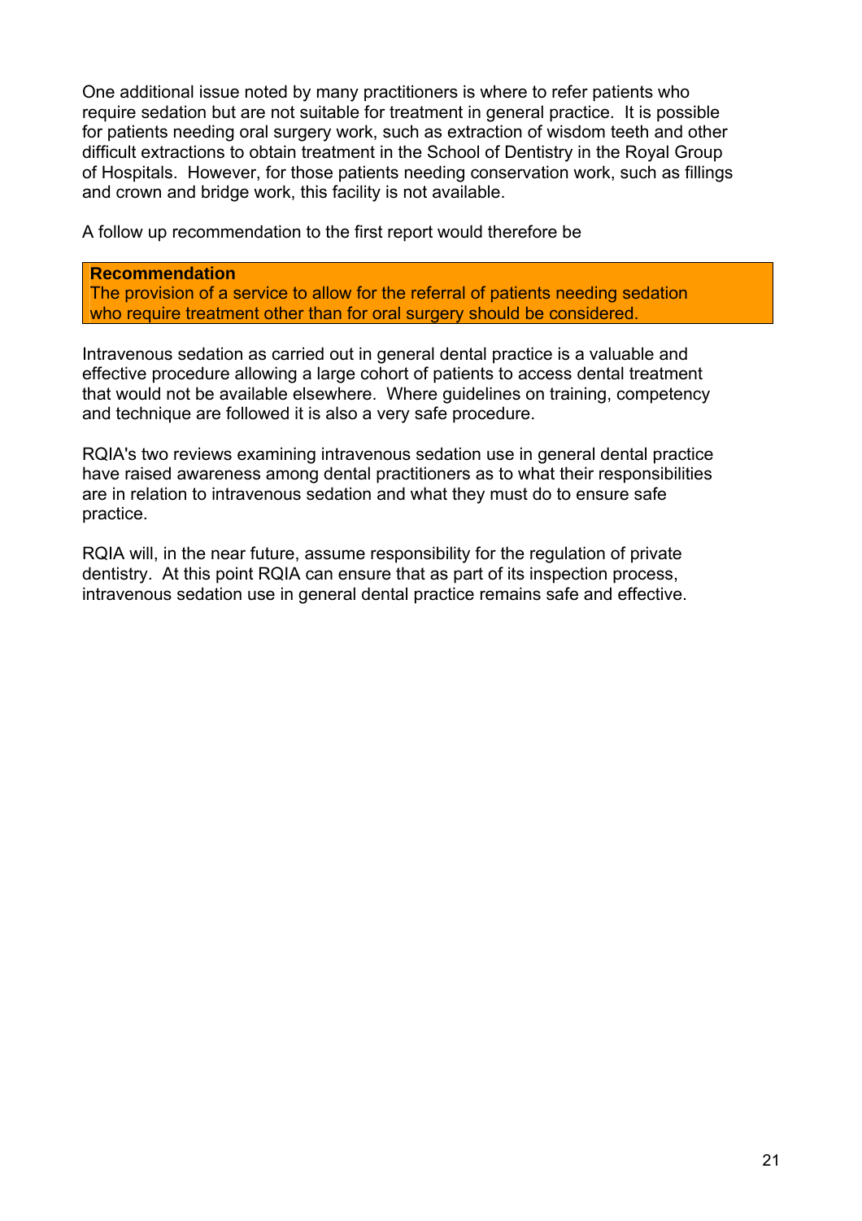One additional issue noted by many practitioners is where to refer patients who require sedation but are not suitable for treatment in general practice. It is possible for patients needing oral surgery work, such as extraction of wisdom teeth and other difficult extractions to obtain treatment in the School of Dentistry in the Royal Group of Hospitals. However, for those patients needing conservation work, such as fillings and crown and bridge work, this facility is not available.

A follow up recommendation to the first report would therefore be

> **Recommendation**
> The provision of a service to allow for the referral of patients needing sedation who require treatment other than for oral surgery should be considered.

Intravenous sedation as carried out in general dental practice is a valuable and effective procedure allowing a large cohort of patients to access dental treatment that would not be available elsewhere. Where guidelines on training, competency and technique are followed it is also a very safe procedure.

RQIA's two reviews examining intravenous sedation use in general dental practice have raised awareness among dental practitioners as to what their responsibilities are in relation to intravenous sedation and what they must do to ensure safe practice.

RQIA will, in the near future, assume responsibility for the regulation of private dentistry. At this point RQIA can ensure that as part of its inspection process, intravenous sedation use in general dental practice remains safe and effective.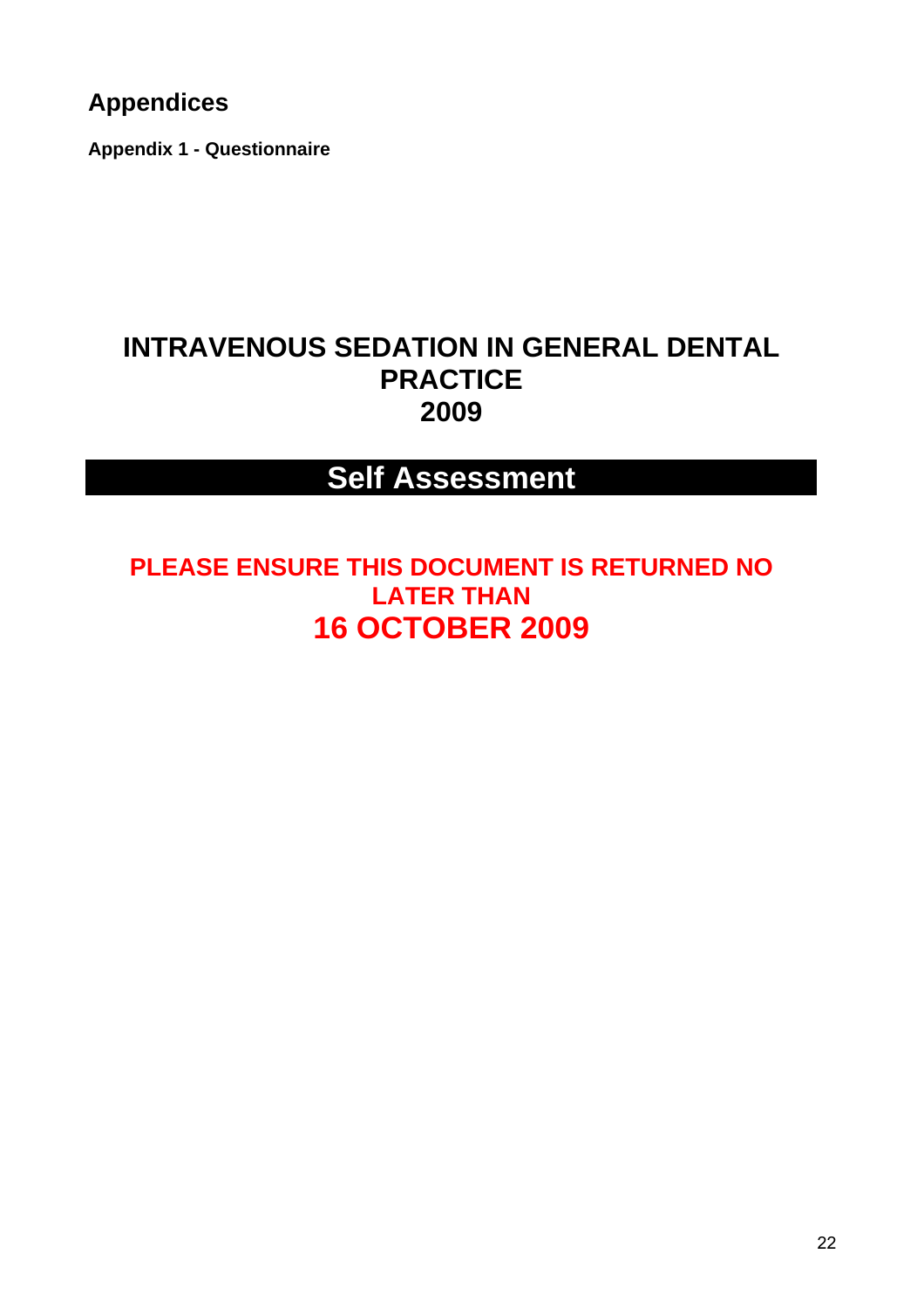# Appendices

**Appendix 1 - Questionnaire**

## INTRAVENOUS SEDATION IN GENERAL DENTAL PRACTICE 2009

## Self Assessment

**PLEASE ENSURE THIS DOCUMENT IS RETURNED NO LATER THAN**

**16 OCTOBER 2009**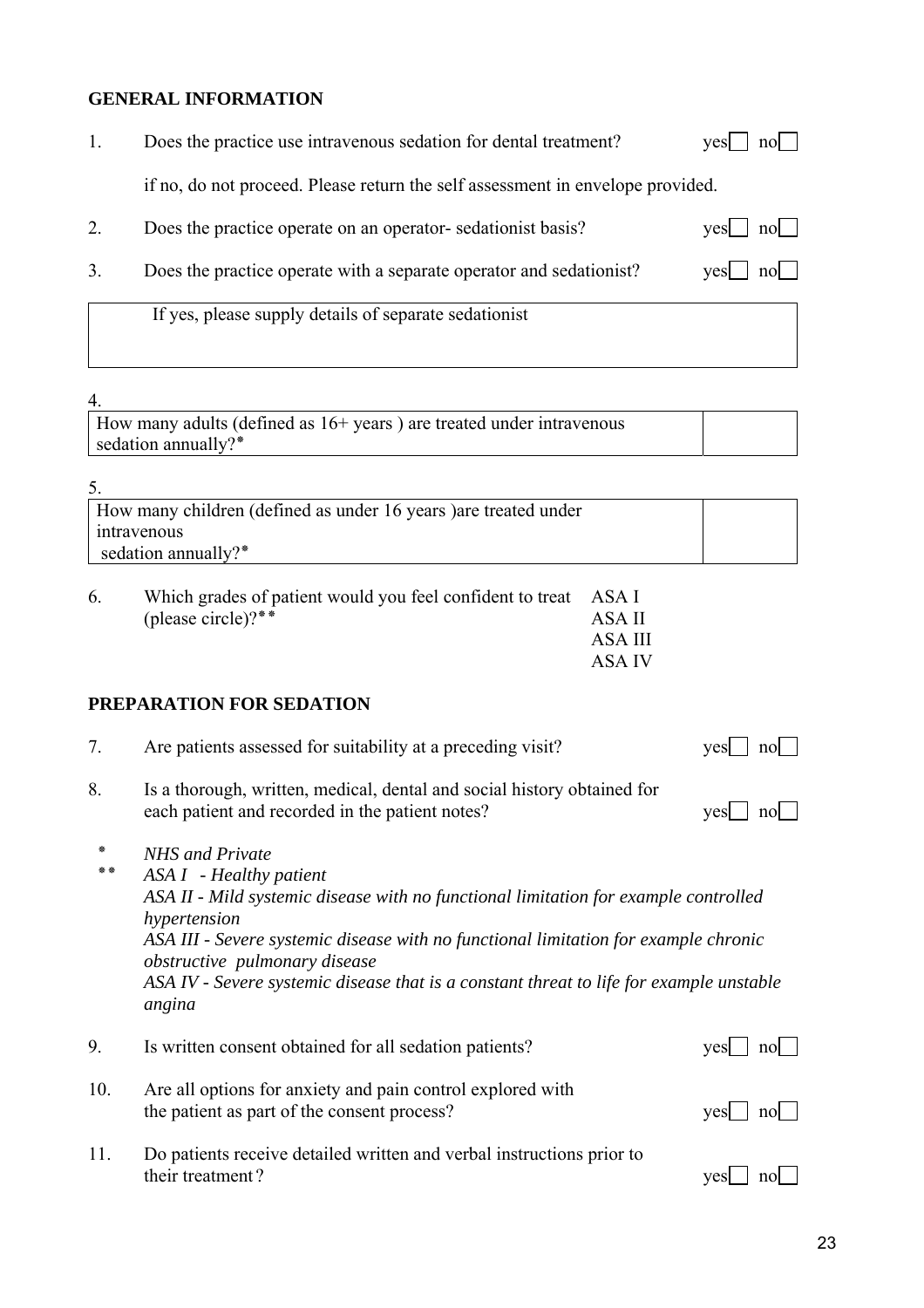## GENERAL INFORMATION

1. Does the practice use intravenous sedation for dental treatment? yes ☐ no ☐

   if no, do not proceed. Please return the self assessment in envelope provided.

2. Does the practice operate on an operator- sedationist basis? yes ☐ no ☐

3. Does the practice operate with a separate operator and sedationist? yes ☐ no ☐

| If yes, please supply details of separate sedationist |
|---|
| |

4.

| How many adults (defined as 16+ years ) are treated under intravenous sedation annually?* | |
|---|---|

5.

| How many children (defined as under 16 years )are treated under intravenous sedation annually?* | |
|---|---|

6. Which grades of patient would you feel confident to treat (please circle)?** ASA I ASA II ASA III ASA IV

## PREPARATION FOR SEDATION

7. Are patients assessed for suitability at a preceding visit? yes ☐ no ☐

8. Is a thorough, written, medical, dental and social history obtained for each patient and recorded in the patient notes? yes ☐ no ☐

\* *NHS and Private*

\*\* *ASA I - Healthy patient*
*ASA II - Mild systemic disease with no functional limitation for example controlled hypertension*
*ASA III - Severe systemic disease with no functional limitation for example chronic obstructive pulmonary disease*
*ASA IV - Severe systemic disease that is a constant threat to life for example unstable angina*

9. Is written consent obtained for all sedation patients? yes ☐ no ☐

10. Are all options for anxiety and pain control explored with the patient as part of the consent process? yes ☐ no ☐

11. Do patients receive detailed written and verbal instructions prior to their treatment? yes ☐ no ☐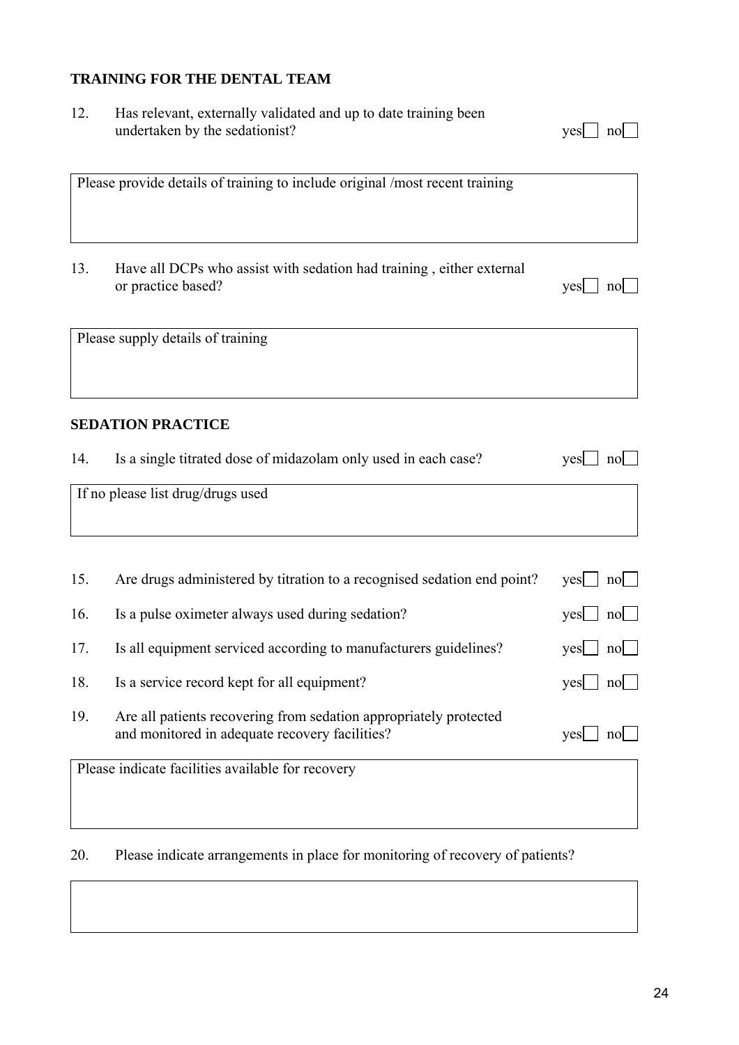## TRAINING FOR THE DENTAL TEAM

12. Has relevant, externally validated and up to date training been undertaken by the sedationist? yes ☐ no ☐

| Please provide details of training to include original /most recent training |
|---|
| |

13. Have all DCPs who assist with sedation had training , either external or practice based? yes ☐ no ☐

| Please supply details of training |
|---|
| |

## SEDATION PRACTICE

14. Is a single titrated dose of midazolam only used in each case? yes ☐ no ☐

| If no please list drug/drugs used |
|---|
| |

15. Are drugs administered by titration to a recognised sedation end point? yes ☐ no ☐

16. Is a pulse oximeter always used during sedation? yes ☐ no ☐

17. Is all equipment serviced according to manufacturers guidelines? yes ☐ no ☐

18. Is a service record kept for all equipment? yes ☐ no ☐

19. Are all patients recovering from sedation appropriately protected and monitored in adequate recovery facilities? yes ☐ no ☐

| Please indicate facilities available for recovery |
|---|
| |

20. Please indicate arrangements in place for monitoring of recovery of patients?

| |
|---|
| |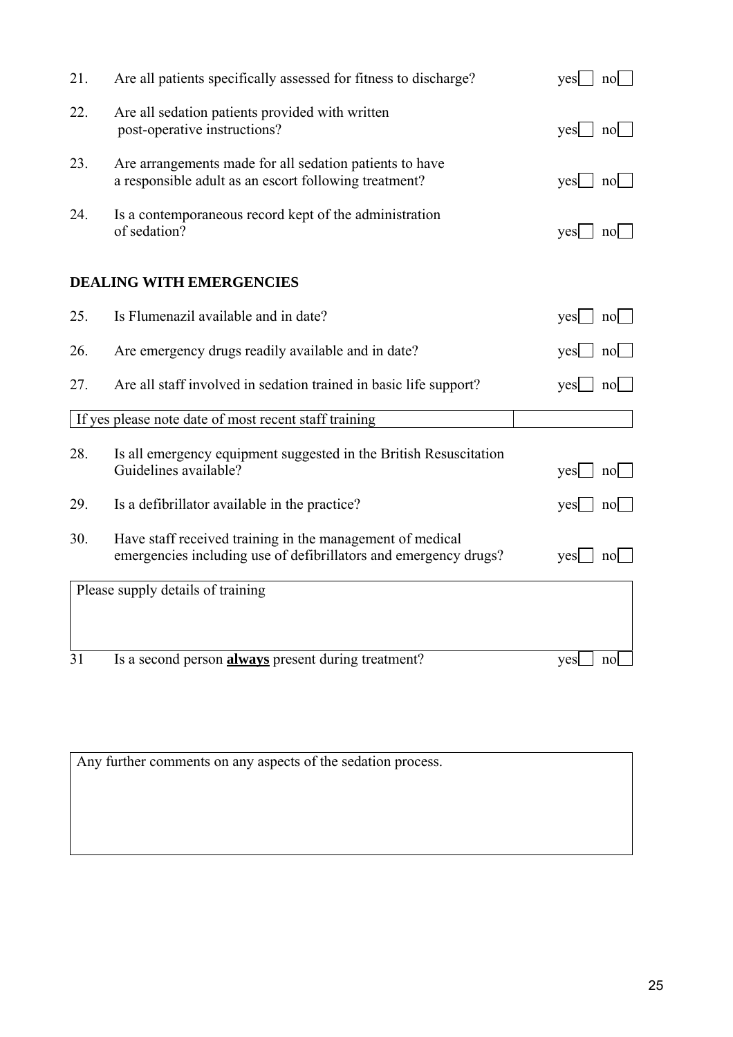21. Are all patients specifically assessed for fitness to discharge? yes ☐ no ☐

22. Are all sedation patients provided with written post-operative instructions? yes ☐ no ☐

23. Are arrangements made for all sedation patients to have a responsible adult as an escort following treatment? yes ☐ no ☐

24. Is a contemporaneous record kept of the administration of sedation? yes ☐ no ☐

**DEALING WITH EMERGENCIES**

25. Is Flumenazil available and in date? yes ☐ no ☐

26. Are emergency drugs readily available and in date? yes ☐ no ☐

27. Are all staff involved in sedation trained in basic life support? yes ☐ no ☐

| If yes please note date of most recent staff training | |
|---|---|

28. Is all emergency equipment suggested in the British Resuscitation Guidelines available? yes ☐ no ☐

29. Is a defibrillator available in the practice? yes ☐ no ☐

30. Have staff received training in the management of medical emergencies including use of defibrillators and emergency drugs? yes ☐ no ☐

| Please supply details of training |
|---|
| |

31 Is a second person **always** present during treatment? yes ☐ no ☐

| Any further comments on any aspects of the sedation process. |
|---|
| |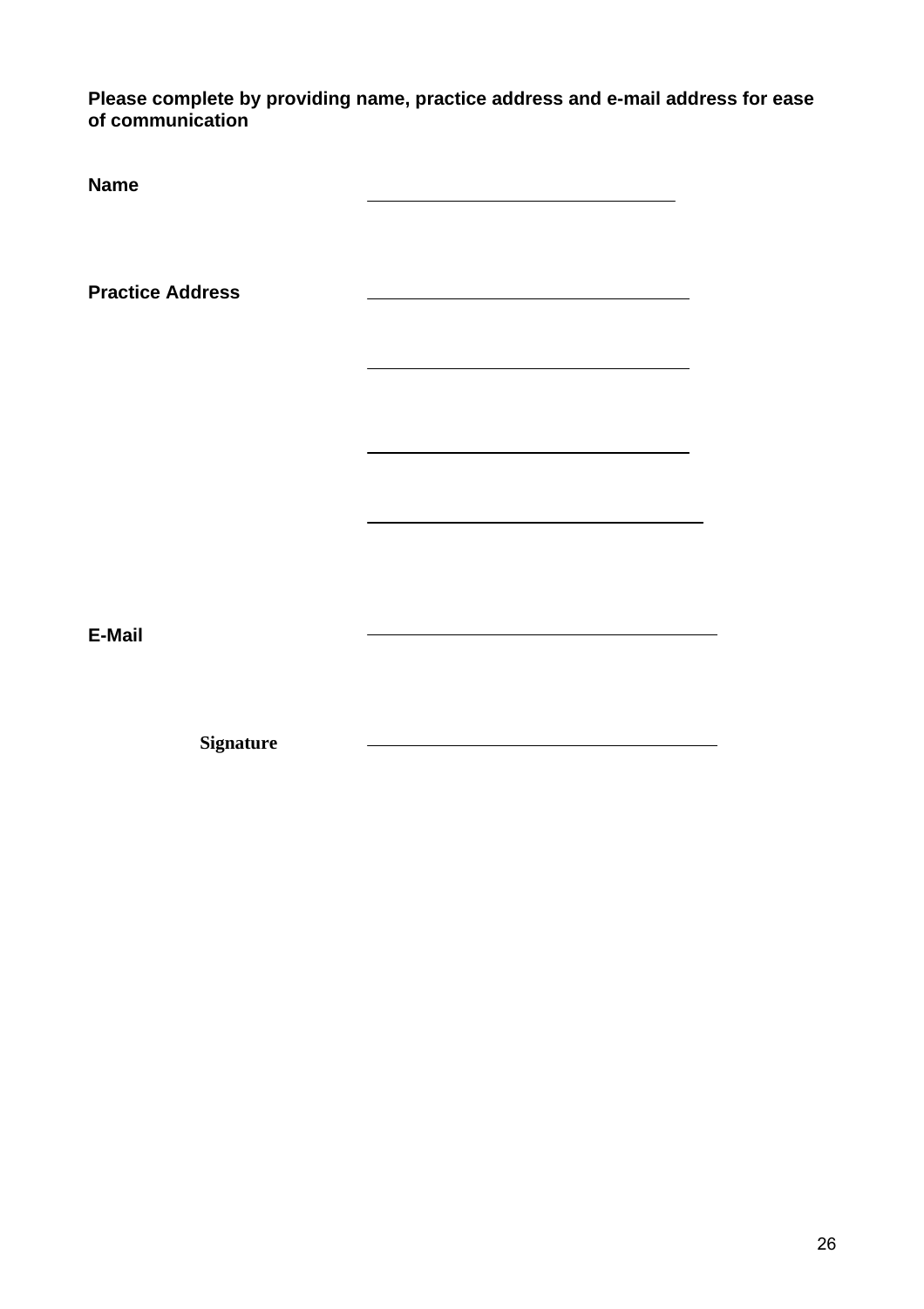**Please complete by providing name, practice address and e-mail address for ease of communication**

**Name** \_\_\_\_\_\_\_\_\_\_\_\_\_\_\_\_\_\_\_\_\_\_\_\_\_\_\_\_\_\_

**Practice Address** \_\_\_\_\_\_\_\_\_\_\_\_\_\_\_\_\_\_\_\_\_\_\_\_\_\_\_\_\_\_

\_\_\_\_\_\_\_\_\_\_\_\_\_\_\_\_\_\_\_\_\_\_\_\_\_\_\_\_\_\_

\_\_\_\_\_\_\_\_\_\_\_\_\_\_\_\_\_\_\_\_\_\_\_\_\_\_\_\_\_\_

\_\_\_\_\_\_\_\_\_\_\_\_\_\_\_\_\_\_\_\_\_\_\_\_\_\_\_\_\_\_

**E-Mail** \_\_\_\_\_\_\_\_\_\_\_\_\_\_\_\_\_\_\_\_\_\_\_\_\_\_\_\_\_\_

**Signature** \_\_\_\_\_\_\_\_\_\_\_\_\_\_\_\_\_\_\_\_\_\_\_\_\_\_\_\_\_\_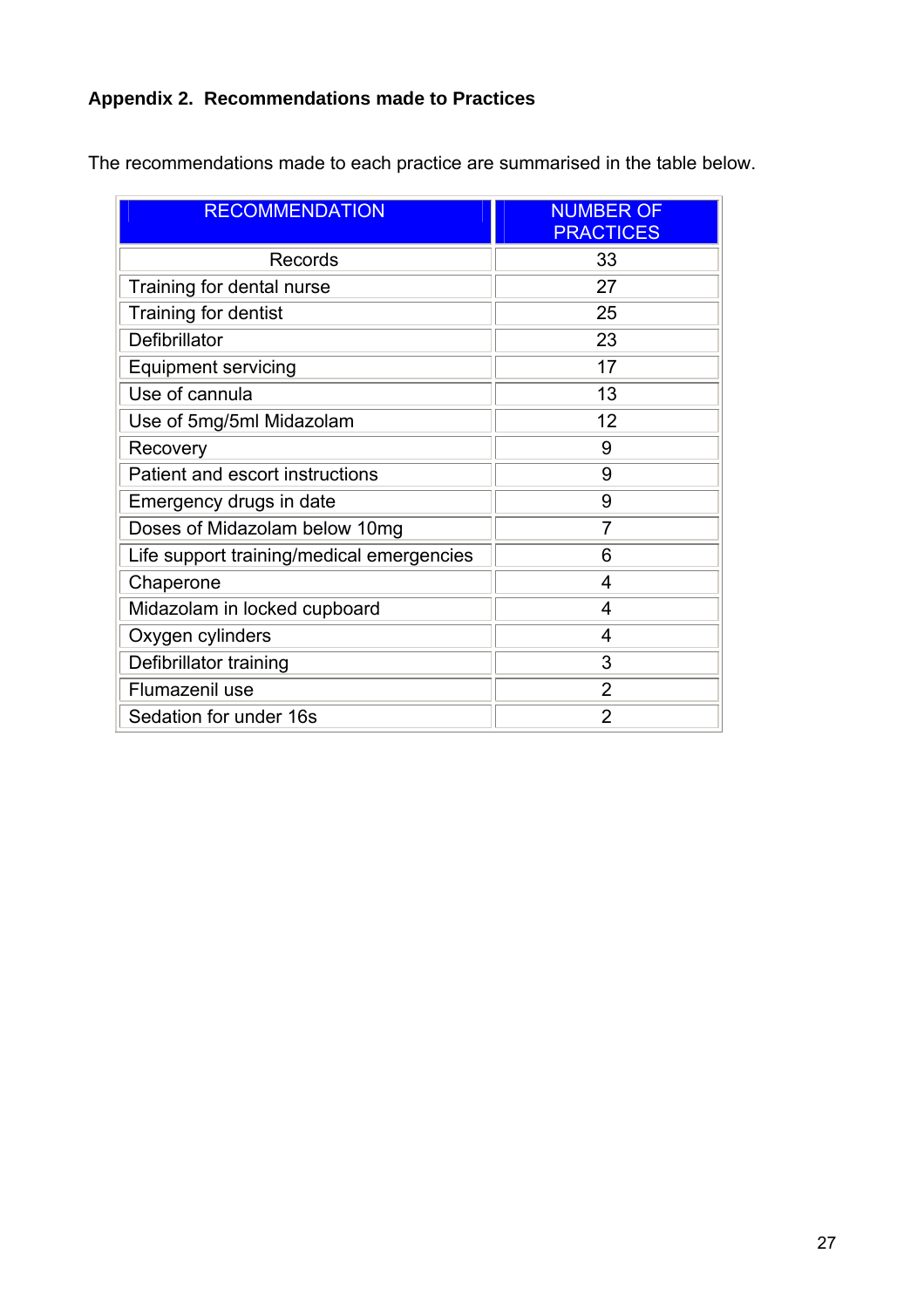**Appendix 2. Recommendations made to Practices**

The recommendations made to each practice are summarised in the table below.

| RECOMMENDATION | NUMBER OF PRACTICES |
|---|---|
| Records | 33 |
| Training for dental nurse | 27 |
| Training for dentist | 25 |
| Defibrillator | 23 |
| Equipment servicing | 17 |
| Use of cannula | 13 |
| Use of 5mg/5ml Midazolam | 12 |
| Recovery | 9 |
| Patient and escort instructions | 9 |
| Emergency drugs in date | 9 |
| Doses of Midazolam below 10mg | 7 |
| Life support training/medical emergencies | 6 |
| Chaperone | 4 |
| Midazolam in locked cupboard | 4 |
| Oxygen cylinders | 4 |
| Defibrillator training | 3 |
| Flumazenil use | 2 |
| Sedation for under 16s | 2 |